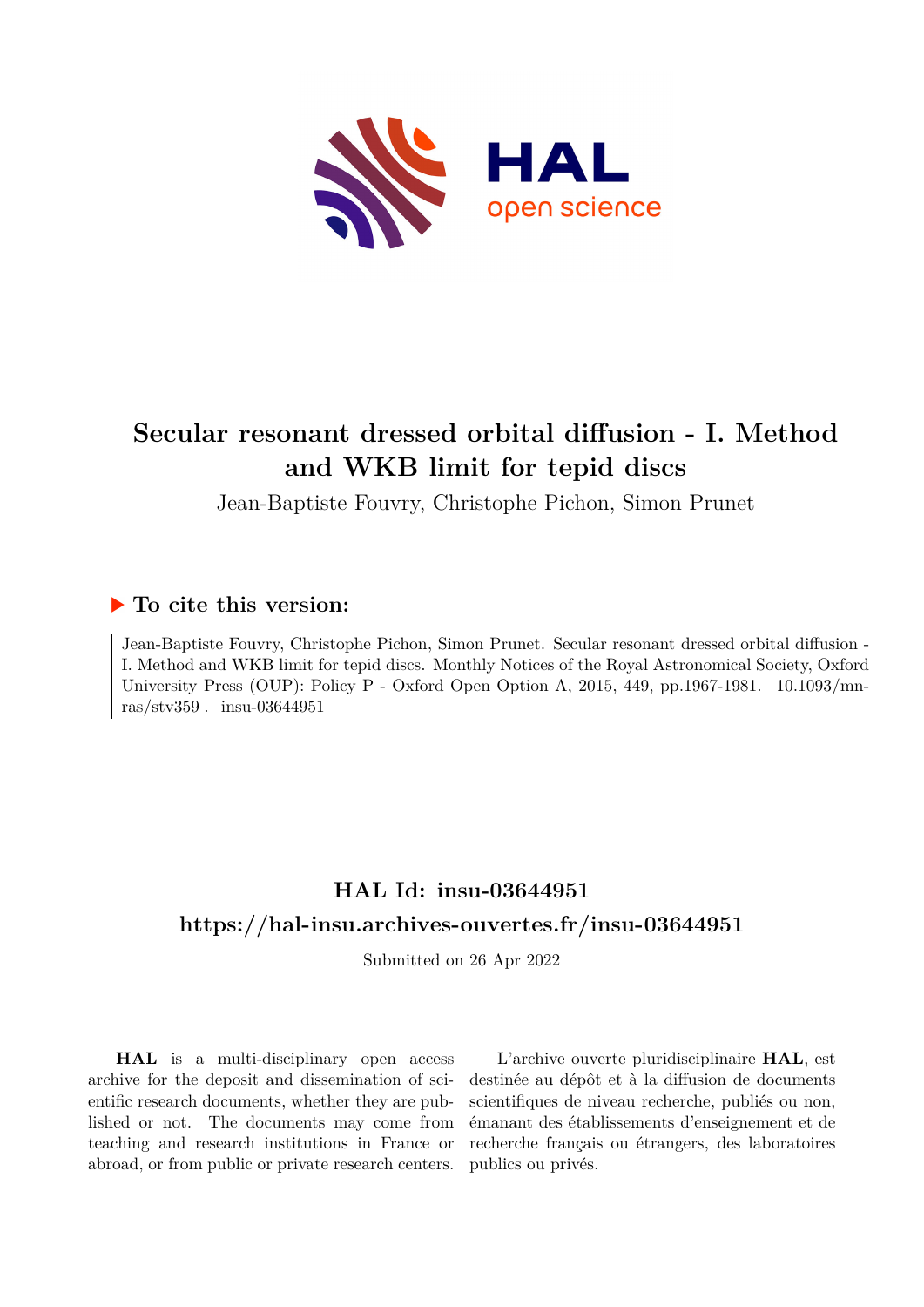# Secular resonant dressed orbital diffusion - I. Method and WKB limit for tepid discs

Jean-Baptiste Fouvry, Christophe Pichon, Simon Prunet

## ▶ To cite this version:

Jean-Baptiste Fouvry, Christophe Pichon, Simon Prunet. Secular resonant dressed orbital diffusion - I. Method and WKB limit for tepid discs. Monthly Notices of the Royal Astronomical Society, Oxford University Press (OUP): Policy P - Oxford Open Option A, 2015, 449, pp.1967-1981. 10.1093/mnras/stv359 . insu-03644951

## HAL Id: insu-03644951

## https://hal-insu.archives-ouvertes.fr/insu-03644951

Submitted on 26 Apr 2022

**HAL** is a multi-disciplinary open access archive for the deposit and dissemination of scientific research documents, whether they are published or not. The documents may come from teaching and research institutions in France or abroad, or from public or private research centers.

L'archive ouverte pluridisciplinaire **HAL**, est destinée au dépôt et à la diffusion de documents scientifiques de niveau recherche, publiés ou non, émanant des établissements d'enseignement et de recherche français ou étrangers, des laboratoires publics ou privés.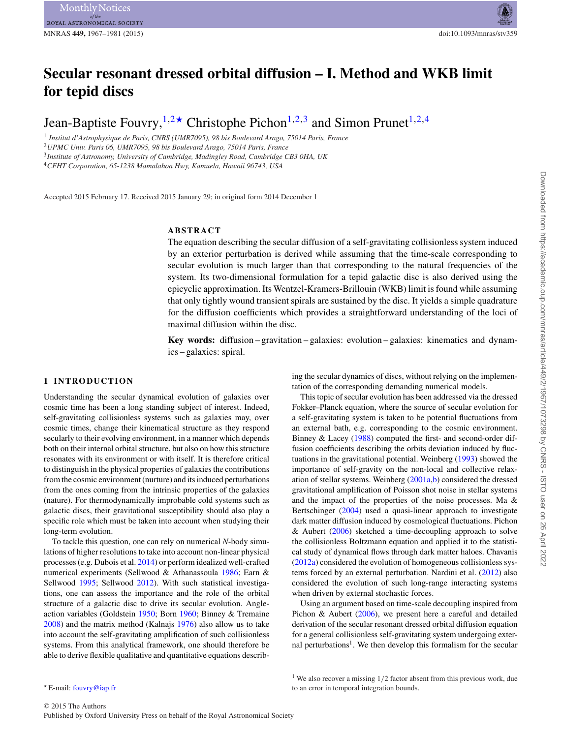# Secular resonant dressed orbital diffusion – I. Method and WKB limit for tepid discs

Jean-Baptiste Fouvry,[1,2★] Christophe Pichon[1,2,3] and Simon Prunet[1,2,4]

[1] *Institut d'Astrophysique de Paris, CNRS (UMR7095), 98 bis Boulevard Arago, 75014 Paris, France*
[2] *UPMC Univ. Paris 06, UMR7095, 98 bis Boulevard Arago, 75014 Paris, France*
[3] *Institute of Astronomy, University of Cambridge, Madingley Road, Cambridge CB3 0HA, UK*
[4] *CFHT Corporation, 65-1238 Mamalahoa Hwy, Kamuela, Hawaii 96743, USA*

Accepted 2015 February 17. Received 2015 January 29; in original form 2014 December 1

## ABSTRACT

The equation describing the secular diffusion of a self-gravitating collisionless system induced by an exterior perturbation is derived while assuming that the time-scale corresponding to secular evolution is much larger than that corresponding to the natural frequencies of the system. Its two-dimensional formulation for a tepid galactic disc is also derived using the epicyclic approximation. Its Wentzel-Kramers-Brillouin (WKB) limit is found while assuming that only tightly wound transient spirals are sustained by the disc. It yields a simple quadrature for the diffusion coefficients which provides a straightforward understanding of the loci of maximal diffusion within the disc.

**Key words:** diffusion – gravitation – galaxies: evolution – galaxies: kinematics and dynamics – galaxies: spiral.

## 1 INTRODUCTION

Understanding the secular dynamical evolution of galaxies over cosmic time has been a long standing subject of interest. Indeed, self-gravitating collisionless systems such as galaxies may, over cosmic times, change their kinematical structure as they respond secularly to their evolving environment, in a manner which depends both on their internal orbital structure, but also on how this structure resonates with its environment or with itself. It is therefore critical to distinguish in the physical properties of galaxies the contributions from the cosmic environment (nurture) and its induced perturbations from the ones coming from the intrinsic properties of the galaxies (nature). For thermodynamically improbable cold systems such as galactic discs, their gravitational susceptibility should also play a specific role which must be taken into account when studying their long-term evolution.

To tackle this question, one can rely on numerical *N*-body simulations of higher resolutions to take into account non-linear physical processes (e.g. Dubois et al. 2014) or perform idealized well-crafted numerical experiments (Sellwood & Athanassoula 1986; Earn & Sellwood 1995; Sellwood 2012). With such statistical investigations, one can assess the importance and the role of the orbital structure of a galactic disc to drive its secular evolution. Angle-action variables (Goldstein 1950; Born 1960; Binney & Tremaine 2008) and the matrix method (Kalnajs 1976) also allow us to take into account the self-gravitating amplification of such collisionless systems. From this analytical framework, one should therefore be able to derive flexible qualitative and quantitative equations describing the secular dynamics of discs, without relying on the implementation of the corresponding demanding numerical models.

This topic of secular evolution has been addressed via the dressed Fokker–Planck equation, where the source of secular evolution for a self-gravitating system is taken to be potential fluctuations from an external bath, e.g. corresponding to the cosmic environment. Binney & Lacey (1988) computed the first- and second-order diffusion coefficients describing the orbits deviation induced by fluctuations in the gravitational potential. Weinberg (1993) showed the importance of self-gravity on the non-local and collective relaxation of stellar systems. Weinberg (2001a,b) considered the dressed gravitational amplification of Poisson shot noise in stellar systems and the impact of the properties of the noise processes. Ma & Bertschinger (2004) used a quasi-linear approach to investigate dark matter diffusion induced by cosmological fluctuations. Pichon & Aubert (2006) sketched a time-decoupling approach to solve the collisionless Boltzmann equation and applied it to the statistical study of dynamical flows through dark matter haloes. Chavanis (2012a) considered the evolution of homogeneous collisionless systems forced by an external perturbation. Nardini et al. (2012) also considered the evolution of such long-range interacting systems when driven by external stochastic forces.

Using an argument based on time-scale decoupling inspired from Pichon & Aubert (2006), we present here a careful and detailed derivation of the secular resonant dressed orbital diffusion equation for a general collisionless self-gravitating system undergoing external perturbations[1]. We then develop this formalism for the secular

[1] We also recover a missing $1/2$ factor absent from this previous work, due to an error in temporal integration bounds.

★ E-mail: fouvry@iap.fr

© 2015 The Authors
Published by Oxford University Press on behalf of the Royal Astronomical Society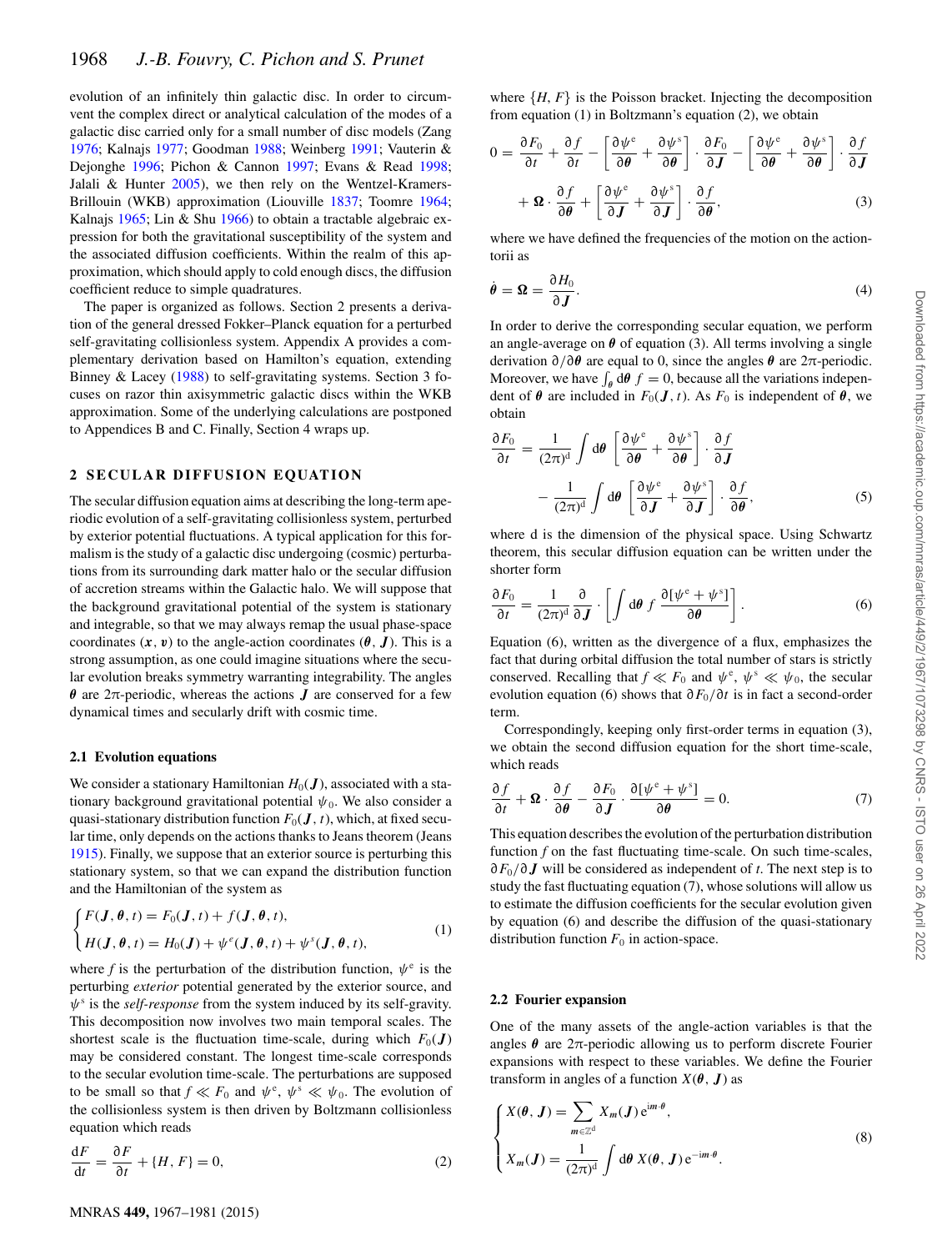evolution of an infinitely thin galactic disc. In order to circumvent the complex direct or analytical calculation of the modes of a galactic disc carried only for a small number of disc models (Zang 1976; Kalnajs 1977; Goodman 1988; Weinberg 1991; Vauterin & Dejonghe 1996; Pichon & Cannon 1997; Evans & Read 1998; Jalali & Hunter 2005), we then rely on the Wentzel-Kramers-Brillouin (WKB) approximation (Liouville 1837; Toomre 1964; Kalnajs 1965; Lin & Shu 1966) to obtain a tractable algebraic expression for both the gravitational susceptibility of the system and the associated diffusion coefficients. Within the realm of this approximation, which should apply to cold enough discs, the diffusion coefficient reduce to simple quadratures.

The paper is organized as follows. Section 2 presents a derivation of the general dressed Fokker–Planck equation for a perturbed self-gravitating collisionless system. Appendix A provides a complementary derivation based on Hamilton's equation, extending Binney & Lacey (1988) to self-gravitating systems. Section 3 focuses on razor thin axisymmetric galactic discs within the WKB approximation. Some of the underlying calculations are postponed to Appendices B and C. Finally, Section 4 wraps up.

## 2 SECULAR DIFFUSION EQUATION

The secular diffusion equation aims at describing the long-term aperiodic evolution of a self-gravitating collisionless system, perturbed by exterior potential fluctuations. A typical application for this formalism is the study of a galactic disc undergoing (cosmic) perturbations from its surrounding dark matter halo or the secular diffusion of accretion streams within the Galactic halo. We will suppose that the background gravitational potential of the system is stationary and integrable, so that we may always remap the usual phase-space coordinates $(\boldsymbol{x}, \boldsymbol{v})$ to the angle-action coordinates $(\boldsymbol{\theta}, \boldsymbol{J})$. This is a strong assumption, as one could imagine situations where the secular evolution breaks symmetry warranting integrability. The angles $\boldsymbol{\theta}$ are $2\pi$-periodic, whereas the actions $\boldsymbol{J}$ are conserved for a few dynamical times and secularly drift with cosmic time.

### 2.1 Evolution equations

We consider a stationary Hamiltonian $H_0(\boldsymbol{J})$, associated with a stationary background gravitational potential $\psi_0$. We also consider a quasi-stationary distribution function $F_0(\boldsymbol{J}, t)$, which, at fixed secular time, only depends on the actions thanks to Jeans theorem (Jeans 1915). Finally, we suppose that an exterior source is perturbing this stationary system, so that we can expand the distribution function and the Hamiltonian of the system as

$$
\begin{cases}
F(\boldsymbol{J}, \boldsymbol{\theta}, t) = F_0(\boldsymbol{J}, t) + f(\boldsymbol{J}, \boldsymbol{\theta}, t), \\
H(\boldsymbol{J}, \boldsymbol{\theta}, t) = H_0(\boldsymbol{J}) + \psi^{\mathrm{e}}(\boldsymbol{J}, \boldsymbol{\theta}, t) + \psi^{\mathrm{s}}(\boldsymbol{J}, \boldsymbol{\theta}, t),
\end{cases}
\tag{1}
$$

where $f$ is the perturbation of the distribution function, $\psi^{\mathrm{e}}$ is the perturbing *exterior* potential generated by the exterior source, and $\psi^{\mathrm{s}}$ is the *self-response* from the system induced by its self-gravity. This decomposition now involves two main temporal scales. The shortest scale is the fluctuation time-scale, during which $F_0(\boldsymbol{J})$ may be considered constant. The longest time-scale corresponds to the secular evolution time-scale. The perturbations are supposed to be small so that $f \ll F_0$ and $\psi^{\mathrm{e}}, \psi^{\mathrm{s}} \ll \psi_0$. The evolution of the collisionless system is then driven by Boltzmann collisionless equation which reads

$$
\frac{\mathrm{d}F}{\mathrm{d}t} = \frac{\partial F}{\partial t} + \{H, F\} = 0,
\tag{2}
$$

where $\{H, F\}$ is the Poisson bracket. Injecting the decomposition from equation (1) in Boltzmann's equation (2), we obtain

$$
\begin{aligned}
0 = \frac{\partial F_0}{\partial t} + \frac{\partial f}{\partial t} - \left[\frac{\partial \psi^{\mathrm{e}}}{\partial \boldsymbol{\theta}} + \frac{\partial \psi^{\mathrm{s}}}{\partial \boldsymbol{\theta}}\right] \cdot \frac{\partial F_0}{\partial \boldsymbol{J}} - \left[\frac{\partial \psi^{\mathrm{e}}}{\partial \boldsymbol{\theta}} + \frac{\partial \psi^{\mathrm{s}}}{\partial \boldsymbol{\theta}}\right] \cdot \frac{\partial f}{\partial \boldsymbol{J}} \\
+ \boldsymbol{\Omega} \cdot \frac{\partial f}{\partial \boldsymbol{\theta}} + \left[\frac{\partial \psi^{\mathrm{e}}}{\partial \boldsymbol{J}} + \frac{\partial \psi^{\mathrm{s}}}{\partial \boldsymbol{J}}\right] \cdot \frac{\partial f}{\partial \boldsymbol{\theta}},
\end{aligned}
\tag{3}
$$

where we have defined the frequencies of the motion on the action-torii as

$$
\dot{\boldsymbol{\theta}} = \boldsymbol{\Omega} = \frac{\partial H_0}{\partial \boldsymbol{J}}.
\tag{4}
$$

In order to derive the corresponding secular equation, we perform an angle-average on $\boldsymbol{\theta}$ of equation (3). All terms involving a single derivation $\partial/\partial \boldsymbol{\theta}$ are equal to 0, since the angles $\boldsymbol{\theta}$ are $2\pi$-periodic. Moreover, we have $\int_{\boldsymbol{\theta}} \mathrm{d}\boldsymbol{\theta}\, f = 0$, because all the variations independent of $\boldsymbol{\theta}$ are included in $F_0(\boldsymbol{J}, t)$. As $F_0$ is independent of $\boldsymbol{\theta}$, we obtain

$$
\begin{aligned}
\frac{\partial F_0}{\partial t} = \frac{1}{(2\pi)^{\mathrm{d}}} \int \mathrm{d}\boldsymbol{\theta} \left[\frac{\partial \psi^{\mathrm{e}}}{\partial \boldsymbol{\theta}} + \frac{\partial \psi^{\mathrm{s}}}{\partial \boldsymbol{\theta}}\right] \cdot \frac{\partial f}{\partial \boldsymbol{J}} \\
- \frac{1}{(2\pi)^{\mathrm{d}}} \int \mathrm{d}\boldsymbol{\theta} \left[\frac{\partial \psi^{\mathrm{e}}}{\partial \boldsymbol{J}} + \frac{\partial \psi^{\mathrm{s}}}{\partial \boldsymbol{J}}\right] \cdot \frac{\partial f}{\partial \boldsymbol{\theta}},
\end{aligned}
\tag{5}
$$

where d is the dimension of the physical space. Using Schwartz theorem, this secular diffusion equation can be written under the shorter form

$$
\frac{\partial F_0}{\partial t} = \frac{1}{(2\pi)^{\mathrm{d}}} \frac{\partial}{\partial \boldsymbol{J}} \cdot \left[\int \mathrm{d}\boldsymbol{\theta}\, f \, \frac{\partial [\psi^{\mathrm{e}} + \psi^{\mathrm{s}}]}{\partial \boldsymbol{\theta}}\right].
\tag{6}
$$

Equation (6), written as the divergence of a flux, emphasizes the fact that during orbital diffusion the total number of stars is strictly conserved. Recalling that $f \ll F_0$ and $\psi^{\mathrm{e}}, \psi^{\mathrm{s}} \ll \psi_0$, the secular evolution equation (6) shows that $\partial F_0/\partial t$ is in fact a second-order term.

Correspondingly, keeping only first-order terms in equation (3), we obtain the second diffusion equation for the short time-scale, which reads

$$
\frac{\partial f}{\partial t} + \boldsymbol{\Omega} \cdot \frac{\partial f}{\partial \boldsymbol{\theta}} - \frac{\partial F_0}{\partial \boldsymbol{J}} \cdot \frac{\partial [\psi^{\mathrm{e}} + \psi^{\mathrm{s}}]}{\partial \boldsymbol{\theta}} = 0.
\tag{7}
$$

This equation describes the evolution of the perturbation distribution function $f$ on the fast fluctuating time-scale. On such time-scales, $\partial F_0/\partial \boldsymbol{J}$ will be considered as independent of $t$. The next step is to study the fast fluctuating equation (7), whose solutions will allow us to estimate the diffusion coefficients for the secular evolution given by equation (6) and describe the diffusion of the quasi-stationary distribution function $F_0$ in action-space.

### 2.2 Fourier expansion

One of the many assets of the angle-action variables is that the angles $\boldsymbol{\theta}$ are $2\pi$-periodic allowing us to perform discrete Fourier expansions with respect to these variables. We define the Fourier transform in angles of a function $X(\boldsymbol{\theta}, \boldsymbol{J})$ as

$$
\begin{cases}
X(\boldsymbol{\theta}, \boldsymbol{J}) = \displaystyle\sum_{\boldsymbol{m} \in \mathbb{Z}^{\mathrm{d}}} X_{\boldsymbol{m}}(\boldsymbol{J})\, \mathrm{e}^{\mathrm{i}\boldsymbol{m}\cdot\boldsymbol{\theta}}, \\
X_{\boldsymbol{m}}(\boldsymbol{J}) = \displaystyle\frac{1}{(2\pi)^{\mathrm{d}}} \int \mathrm{d}\boldsymbol{\theta}\, X(\boldsymbol{\theta}, \boldsymbol{J})\, \mathrm{e}^{-\mathrm{i}\boldsymbol{m}\cdot\boldsymbol{\theta}}.
\end{cases}
\tag{8}
$$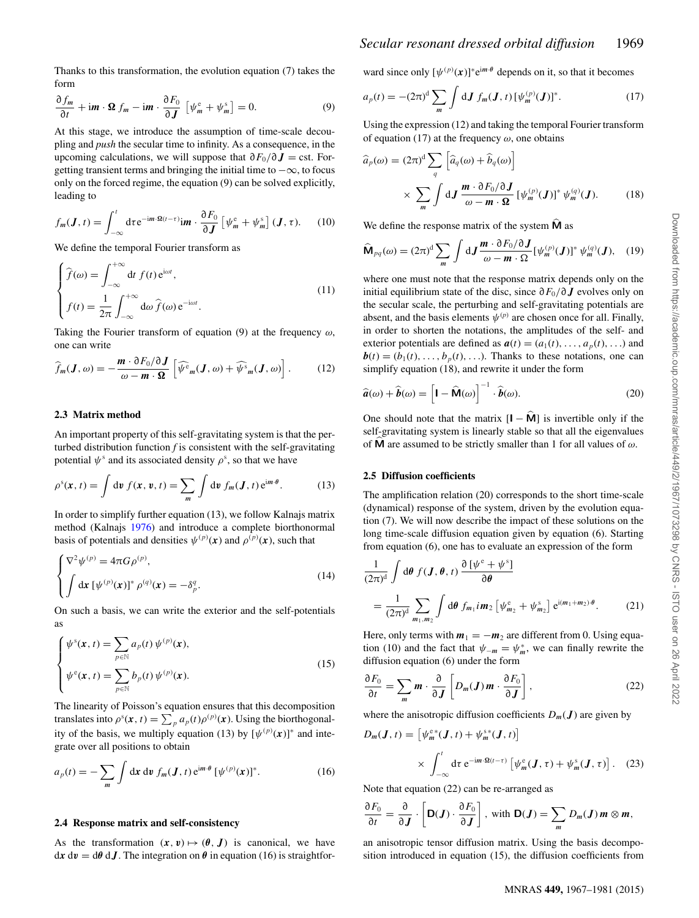Thanks to this transformation, the evolution equation (7) takes the form

$$\frac{\partial f_{\boldsymbol{m}}}{\partial t} + \mathrm{i}\boldsymbol{m}\cdot\boldsymbol{\Omega}\, f_{\boldsymbol{m}} - \mathrm{i}\boldsymbol{m}\cdot\frac{\partial F_0}{\partial \boldsymbol{J}}\,\left[\psi^{\mathrm{e}}_{\boldsymbol{m}} + \psi^{\mathrm{s}}_{\boldsymbol{m}}\right] = 0. \tag{9}$$

At this stage, we introduce the assumption of time-scale decoupling and *push* the secular time to infinity. As a consequence, in the upcoming calculations, we will suppose that $\partial F_0/\partial \boldsymbol{J} = \mathrm{cst}$. Forgetting transient terms and bringing the initial time to $-\infty$, to focus only on the forced regime, the equation (9) can be solved explicitly, leading to

$$f_{\boldsymbol{m}}(\boldsymbol{J}, t) = \int_{-\infty}^{t} \mathrm{d}\tau\, \mathrm{e}^{-\mathrm{i}\boldsymbol{m}\cdot\boldsymbol{\Omega}(t-\tau)}\mathrm{i}\boldsymbol{m}\cdot\frac{\partial F_0}{\partial \boldsymbol{J}}\,\left[\psi^{\mathrm{e}}_{\boldsymbol{m}} + \psi^{\mathrm{s}}_{\boldsymbol{m}}\right](\boldsymbol{J}, \tau). \tag{10}$$

We define the temporal Fourier transform as

$$\begin{cases} \widehat{f}(\omega) = \displaystyle\int_{-\infty}^{+\infty} \mathrm{d}t\, f(t)\, \mathrm{e}^{\mathrm{i}\omega t}, \\ f(t) = \displaystyle\frac{1}{2\pi}\int_{-\infty}^{+\infty} \mathrm{d}\omega\, \widehat{f}(\omega)\, \mathrm{e}^{-\mathrm{i}\omega t}. \end{cases} \tag{11}$$

Taking the Fourier transform of equation (9) at the frequency $\omega$, one can write

$$\widehat{f}_{\boldsymbol{m}}(\boldsymbol{J}, \omega) = -\frac{\boldsymbol{m}\cdot\partial F_0/\partial \boldsymbol{J}}{\omega - \boldsymbol{m}\cdot\boldsymbol{\Omega}}\left[\widehat{\psi^{\mathrm{e}}}_{\boldsymbol{m}}(\boldsymbol{J}, \omega) + \widehat{\psi^{\mathrm{s}}}_{\boldsymbol{m}}(\boldsymbol{J}, \omega)\right]. \tag{12}$$

### 2.3 Matrix method

An important property of this self-gravitating system is that the perturbed distribution function $f$ is consistent with the self-gravitating potential $\psi^{\mathrm{s}}$ and its associated density $\rho^{\mathrm{s}}$, so that we have

$$\rho^{\mathrm{s}}(\boldsymbol{x}, t) = \int \mathrm{d}\boldsymbol{v}\, f(\boldsymbol{x}, \boldsymbol{v}, t) = \sum_{\boldsymbol{m}} \int \mathrm{d}\boldsymbol{v}\, f_{\boldsymbol{m}}(\boldsymbol{J}, t)\, \mathrm{e}^{\mathrm{i}\boldsymbol{m}\cdot\boldsymbol{\theta}}. \tag{13}$$

In order to simplify further equation (13), we follow Kalnajs matrix method (Kalnajs 1976) and introduce a complete biorthonormal basis of potentials and densities $\psi^{(p)}(\boldsymbol{x})$ and $\rho^{(p)}(\boldsymbol{x})$, such that

$$\begin{cases} \nabla^2\psi^{(p)} = 4\pi G\rho^{(p)}, \\ \displaystyle\int \mathrm{d}\boldsymbol{x}\, [\psi^{(p)}(\boldsymbol{x})]^*\, \rho^{(q)}(\boldsymbol{x}) = -\delta_p^q. \end{cases} \tag{14}$$

On such a basis, we can write the exterior and the self-potentials as

$$\begin{cases} \psi^{\mathrm{s}}(\boldsymbol{x}, t) = \displaystyle\sum_{p\in\mathbb{N}} a_p(t)\, \psi^{(p)}(\boldsymbol{x}), \\ \psi^{\mathrm{e}}(\boldsymbol{x}, t) = \displaystyle\sum_{p\in\mathbb{N}} b_p(t)\, \psi^{(p)}(\boldsymbol{x}). \end{cases} \tag{15}$$

The linearity of Poisson's equation ensures that this decomposition translates into $\rho^{\mathrm{s}}(\boldsymbol{x}, t) = \sum_p a_p(t)\rho^{(p)}(\boldsymbol{x})$. Using the biorthogonality of the basis, we multiply equation (13) by $[\psi^{(p)}(\boldsymbol{x})]^*$ and integrate over all positions to obtain

$$a_p(t) = -\sum_{\boldsymbol{m}} \int \mathrm{d}\boldsymbol{x}\, \mathrm{d}\boldsymbol{v}\, f_{\boldsymbol{m}}(\boldsymbol{J}, t)\, \mathrm{e}^{\mathrm{i}\boldsymbol{m}\cdot\boldsymbol{\theta}}\, [\psi^{(p)}(\boldsymbol{x})]^*. \tag{16}$$

### 2.4 Response matrix and self-consistency

As the transformation $(\boldsymbol{x}, \boldsymbol{v}) \mapsto (\boldsymbol{\theta}, \boldsymbol{J})$ is canonical, we have $\mathrm{d}\boldsymbol{x}\,\mathrm{d}\boldsymbol{v} = \mathrm{d}\boldsymbol{\theta}\,\mathrm{d}\boldsymbol{J}$. The integration on $\boldsymbol{\theta}$ in equation (16) is straightforward since only $[\psi^{(p)}(\boldsymbol{x})]^*\mathrm{e}^{\mathrm{i}\boldsymbol{m}\cdot\boldsymbol{\theta}}$ depends on it, so that it becomes

$$a_p(t) = -(2\pi)^d \sum_{\boldsymbol{m}} \int \mathrm{d}\boldsymbol{J}\, f_{\boldsymbol{m}}(\boldsymbol{J}, t)\, [\psi^{(p)}_{\boldsymbol{m}}(\boldsymbol{J})]^*. \tag{17}$$

Using the expression (12) and taking the temporal Fourier transform of equation (17) at the frequency $\omega$, one obtains

$$\widehat{a}_p(\omega) = (2\pi)^d \sum_q \left[\widehat{a}_q(\omega) + \widehat{b}_q(\omega)\right] \times \sum_{\boldsymbol{m}} \int \mathrm{d}\boldsymbol{J}\, \frac{\boldsymbol{m}\cdot\partial F_0/\partial \boldsymbol{J}}{\omega - \boldsymbol{m}\cdot\boldsymbol{\Omega}}\, [\psi^{(p)}_{\boldsymbol{m}}(\boldsymbol{J})]^*\, \psi^{(q)}_{\boldsymbol{m}}(\boldsymbol{J}). \tag{18}$$

We define the response matrix of the system $\widehat{\mathbf{M}}$ as

$$\widehat{\mathbf{M}}_{pq}(\omega) = (2\pi)^d \sum_{\boldsymbol{m}} \int \mathrm{d}\boldsymbol{J} \frac{\boldsymbol{m}\cdot\partial F_0/\partial \boldsymbol{J}}{\omega - \boldsymbol{m}\cdot\Omega} [\psi^{(p)}_{\boldsymbol{m}}(\boldsymbol{J})]^*\, \psi^{(q)}_{\boldsymbol{m}}(\boldsymbol{J}), \tag{19}$$

where one must note that the response matrix depends only on the initial equilibrium state of the disc, since $\partial F_0/\partial \boldsymbol{J}$ evolves only on the secular scale, the perturbing and self-gravitating potentials are absent, and the basis elements $\psi^{(p)}$ are chosen once for all. Finally, in order to shorten the notations, the amplitudes of the self- and exterior potentials are defined as $\boldsymbol{a}(t) = (a_1(t), \ldots, a_p(t), \ldots)$ and $\boldsymbol{b}(t) = (b_1(t), \ldots, b_p(t), \ldots)$. Thanks to these notations, one can simplify equation (18), and rewrite it under the form

$$\widehat{\boldsymbol{a}}(\omega) + \widehat{\boldsymbol{b}}(\omega) = \left[\mathbf{I} - \widehat{\mathbf{M}}(\omega)\right]^{-1} \cdot \widehat{\boldsymbol{b}}(\omega). \tag{20}$$

One should note that the matrix $[\mathbf{I} - \widehat{\mathbf{M}}]$ is invertible only if the self-gravitating system is linearly stable so that all the eigenvalues of $\widehat{\mathbf{M}}$ are assumed to be strictly smaller than 1 for all values of $\omega$.

### 2.5 Diffusion coefficients

The amplification relation (20) corresponds to the short time-scale (dynamical) response of the system, driven by the evolution equation (7). We will now describe the impact of these solutions on the long time-scale diffusion equation given by equation (6). Starting from equation (6), one has to evaluate an expression of the form

$$\frac{1}{(2\pi)^d}\int \mathrm{d}\boldsymbol{\theta}\, f(\boldsymbol{J}, \boldsymbol{\theta}, t)\, \frac{\partial\,[\psi^{\mathrm{e}} + \psi^{\mathrm{s}}]}{\partial \boldsymbol{\theta}} = \frac{1}{(2\pi)^d}\sum_{\boldsymbol{m}_1, \boldsymbol{m}_2}\int \mathrm{d}\boldsymbol{\theta}\, f_{\boldsymbol{m}_1} i\boldsymbol{m}_2 \left[\psi^{\mathrm{e}}_{\boldsymbol{m}_2} + \psi^{\mathrm{s}}_{\boldsymbol{m}_2}\right] \mathrm{e}^{\mathrm{i}(\boldsymbol{m}_1+\boldsymbol{m}_2)\cdot\boldsymbol{\theta}}. \tag{21}$$

Here, only terms with $\boldsymbol{m}_1 = -\boldsymbol{m}_2$ are different from 0. Using equation (10) and the fact that $\psi_{-\boldsymbol{m}} = \psi^*_{\boldsymbol{m}}$, we can finally rewrite the diffusion equation (6) under the form

$$\frac{\partial F_0}{\partial t} = \sum_{\boldsymbol{m}} \boldsymbol{m}\cdot\frac{\partial}{\partial \boldsymbol{J}}\left[D_{\boldsymbol{m}}(\boldsymbol{J})\, \boldsymbol{m}\cdot\frac{\partial F_0}{\partial \boldsymbol{J}}\right], \tag{22}$$

where the anisotropic diffusion coefficients $D_{\boldsymbol{m}}(\boldsymbol{J})$ are given by

$$D_{\boldsymbol{m}}(\boldsymbol{J}, t) = \left[\psi^{\mathrm{e}*}_{\boldsymbol{m}}(\boldsymbol{J}, t) + \psi^{\mathrm{s}*}_{\boldsymbol{m}}(\boldsymbol{J}, t)\right] \times \int_{-\infty}^{t} \mathrm{d}\tau\, \mathrm{e}^{-\mathrm{i}\boldsymbol{m}\cdot\boldsymbol{\Omega}(t-\tau)}\left[\psi^{\mathrm{e}}_{\boldsymbol{m}}(\boldsymbol{J}, \tau) + \psi^{\mathrm{s}}_{\boldsymbol{m}}(\boldsymbol{J}, \tau)\right]. \tag{23}$$

Note that equation (22) can be re-arranged as

$$\frac{\partial F_0}{\partial t} = \frac{\partial}{\partial \boldsymbol{J}}\cdot\left[\mathbf{D}(\boldsymbol{J})\cdot\frac{\partial F_0}{\partial \boldsymbol{J}}\right],\ \text{with}\ \mathbf{D}(\boldsymbol{J}) = \sum_{\boldsymbol{m}} D_{\boldsymbol{m}}(\boldsymbol{J})\, \boldsymbol{m}\otimes\boldsymbol{m},$$

an anisotropic tensor diffusion matrix. Using the basis decomposition introduced in equation (15), the diffusion coefficients from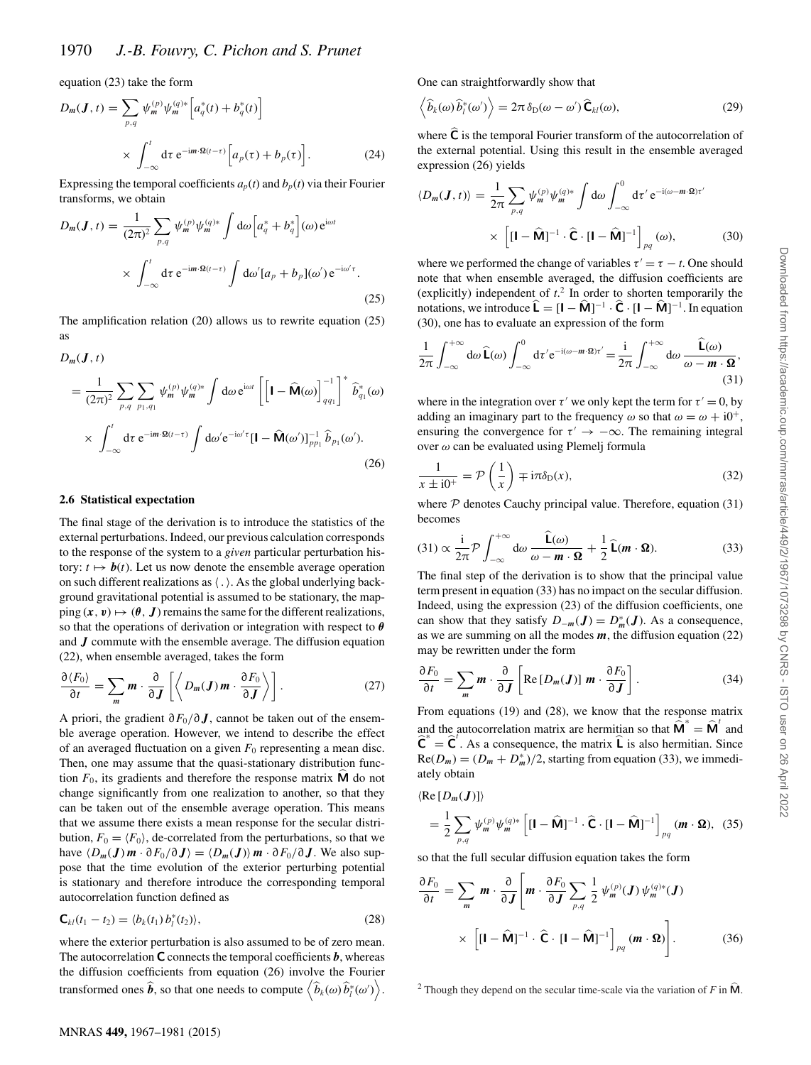equation (23) take the form

$$D_{\boldsymbol{m}}(\boldsymbol{J}, t) = \sum_{p,q} \psi_{\boldsymbol{m}}^{(p)} \psi_{\boldsymbol{m}}^{(q)*} \Big[ a_q^*(t) + b_q^*(t) \Big] \times \int_{-\infty}^{t} \mathrm{d}\tau \, \mathrm{e}^{-\mathrm{i}\boldsymbol{m}\cdot\boldsymbol{\Omega}(t-\tau)} \Big[ a_p(\tau) + b_p(\tau) \Big]. \quad (24)$$

Expressing the temporal coefficients $a_p(t)$ and $b_p(t)$ via their Fourier transforms, we obtain

$$D_{\boldsymbol{m}}(\boldsymbol{J}, t) = \frac{1}{(2\pi)^2} \sum_{p,q} \psi_{\boldsymbol{m}}^{(p)} \psi_{\boldsymbol{m}}^{(q)*} \int \mathrm{d}\omega \Big[ a_q^* + b_q^* \Big](\omega) \, \mathrm{e}^{\mathrm{i}\omega t} \times \int_{-\infty}^{t} \mathrm{d}\tau \, \mathrm{e}^{-\mathrm{i}\boldsymbol{m}\cdot\boldsymbol{\Omega}(t-\tau)} \int \mathrm{d}\omega' [a_p + b_p](\omega') \, \mathrm{e}^{-\mathrm{i}\omega'\tau}. \quad (25)$$

The amplification relation (20) allows us to rewrite equation (25) as

$$D_{\boldsymbol{m}}(\boldsymbol{J}, t) = \frac{1}{(2\pi)^2} \sum_{p,q} \sum_{p_1,q_1} \psi_{\boldsymbol{m}}^{(p)} \psi_{\boldsymbol{m}}^{(q)*} \int \mathrm{d}\omega \, \mathrm{e}^{\mathrm{i}\omega t} \left[ \left[ \mathbf{I} - \widehat{\mathbf{M}}(\omega) \right]^{-1}_{qq_1} \right]^* \widehat{b}_{q_1}^*(\omega) \times \int_{-\infty}^{t} \mathrm{d}\tau \, \mathrm{e}^{-\mathrm{i}\boldsymbol{m}\cdot\boldsymbol{\Omega}(t-\tau)} \int \mathrm{d}\omega' \mathrm{e}^{-\mathrm{i}\omega'\tau} [\mathbf{I} - \widehat{\mathbf{M}}(\omega')]^{-1}_{pp_1} \, \widehat{b}_{p_1}(\omega'). \quad (26)$$

### 2.6 Statistical expectation

The final stage of the derivation is to introduce the statistics of the external perturbations. Indeed, our previous calculation corresponds to the response of the system to a *given* particular perturbation history: $t \mapsto \boldsymbol{b}(t)$. Let us now denote the ensemble average operation on such different realizations as $\langle\, . \,\rangle$. As the global underlying background gravitational potential is assumed to be stationary, the mapping $(\boldsymbol{x}, \boldsymbol{v}) \mapsto (\boldsymbol{\theta}, \boldsymbol{J})$ remains the same for the different realizations, so that the operations of derivation or integration with respect to $\boldsymbol{\theta}$ and $\boldsymbol{J}$ commute with the ensemble average. The diffusion equation (22), when ensemble averaged, takes the form

$$\frac{\partial \langle F_0 \rangle}{\partial t} = \sum_{\boldsymbol{m}} \boldsymbol{m} \cdot \frac{\partial}{\partial \boldsymbol{J}} \left[ \left\langle D_{\boldsymbol{m}}(\boldsymbol{J}) \, \boldsymbol{m} \cdot \frac{\partial F_0}{\partial \boldsymbol{J}} \right\rangle \right]. \quad (27)$$

A priori, the gradient $\partial F_0 / \partial \boldsymbol{J}$, cannot be taken out of the ensemble average operation. However, we intend to describe the effect of an averaged fluctuation on a given $F_0$ representing a mean disc. Then, one may assume that the quasi-stationary distribution function $F_0$, its gradients and therefore the response matrix $\widehat{\mathbf{M}}$ do not change significantly from one realization to another, so that they can be taken out of the ensemble average operation. This means that we assume there exists a mean response for the secular distribution, $F_0 = \langle F_0 \rangle$, de-correlated from the perturbations, so that we have $\langle D_{\boldsymbol{m}}(\boldsymbol{J}) \, \boldsymbol{m} \cdot \partial F_0 / \partial \boldsymbol{J} \rangle = \langle D_{\boldsymbol{m}}(\boldsymbol{J}) \rangle \, \boldsymbol{m} \cdot \partial F_0 / \partial \boldsymbol{J}$. We also suppose that the time evolution of the exterior perturbing potential is stationary and therefore introduce the corresponding temporal autocorrelation function defined as

$$\mathbf{C}_{kl}(t_1 - t_2) = \langle b_k(t_1) \, b_l^*(t_2) \rangle, \quad (28)$$

where the exterior perturbation is also assumed to be of zero mean. The autocorrelation $\mathbf{C}$ connects the temporal coefficients $\boldsymbol{b}$, whereas the diffusion coefficients from equation (26) involve the Fourier transformed ones $\widehat{\boldsymbol{b}}$, so that one needs to compute $\left\langle \widehat{b}_k(\omega) \widehat{b}_l^*(\omega') \right\rangle$.

One can straightforwardly show that

$$\left\langle \widehat{b}_k(\omega) \widehat{b}_l^*(\omega') \right\rangle = 2\pi \, \delta_{\mathrm{D}}(\omega - \omega') \, \widehat{\mathbf{C}}_{kl}(\omega), \quad (29)$$

where $\widehat{\mathbf{C}}$ is the temporal Fourier transform of the autocorrelation of the external potential. Using this result in the ensemble averaged expression (26) yields

$$\langle D_{\boldsymbol{m}}(\boldsymbol{J}, t) \rangle = \frac{1}{2\pi} \sum_{p,q} \psi_{\boldsymbol{m}}^{(p)} \psi_{\boldsymbol{m}}^{(q)*} \int \mathrm{d}\omega \int_{-\infty}^{0} \mathrm{d}\tau' \, \mathrm{e}^{-\mathrm{i}(\omega - \boldsymbol{m}\cdot\boldsymbol{\Omega})\tau'} \times \left[ [\mathbf{I} - \widehat{\mathbf{M}}]^{-1} \cdot \widehat{\mathbf{C}} \cdot [\mathbf{I} - \widehat{\mathbf{M}}]^{-1} \right]_{pq} (\omega), \quad (30)$$

where we performed the change of variables $\tau' = \tau - t$. One should note that when ensemble averaged, the diffusion coefficients are (explicitly) independent of $t$.[2] In order to shorten temporarily the notations, we introduce $\widehat{\mathbf{L}} = [\mathbf{I} - \widehat{\mathbf{M}}]^{-1} \cdot \widehat{\mathbf{C}} \cdot [\mathbf{I} - \widehat{\mathbf{M}}]^{-1}$. In equation (30), one has to evaluate an expression of the form

$$\frac{1}{2\pi} \int_{-\infty}^{+\infty} \mathrm{d}\omega \, \widehat{\mathbf{L}}(\omega) \int_{-\infty}^{0} \mathrm{d}\tau' \mathrm{e}^{-\mathrm{i}(\omega - \boldsymbol{m}\cdot\boldsymbol{\Omega})\tau'} = \frac{\mathrm{i}}{2\pi} \int_{-\infty}^{+\infty} \mathrm{d}\omega \, \frac{\widehat{\mathbf{L}}(\omega)}{\omega - \boldsymbol{m}\cdot\boldsymbol{\Omega}}, \quad (31)$$

where in the integration over $\tau'$ we only kept the term for $\tau' = 0$, by adding an imaginary part to the frequency $\omega$ so that $\omega = \omega + \mathrm{i}0^+$, ensuring the convergence for $\tau' \to -\infty$. The remaining integral over $\omega$ can be evaluated using Plemelj formula

$$\frac{1}{x \pm \mathrm{i}0^+} = \mathcal{P}\left( \frac{1}{x} \right) \mp \mathrm{i}\pi\delta_{\mathrm{D}}(x), \quad (32)$$

where $\mathcal{P}$ denotes Cauchy principal value. Therefore, equation (31) becomes

$$(31) \propto \frac{\mathrm{i}}{2\pi} \mathcal{P} \int_{-\infty}^{+\infty} \mathrm{d}\omega \, \frac{\widehat{\mathbf{L}}(\omega)}{\omega - \boldsymbol{m}\cdot\boldsymbol{\Omega}} + \frac{1}{2} \widehat{\mathbf{L}}(\boldsymbol{m}\cdot\boldsymbol{\Omega}). \quad (33)$$

The final step of the derivation is to show that the principal value term present in equation (33) has no impact on the secular diffusion. Indeed, using the expression (23) of the diffusion coefficients, one can show that they satisfy $D_{-\boldsymbol{m}}(\boldsymbol{J}) = D_{\boldsymbol{m}}^*(\boldsymbol{J})$. As a consequence, as we are summing on all the modes $\boldsymbol{m}$, the diffusion equation (22) may be rewritten under the form

$$\frac{\partial F_0}{\partial t} = \sum_{\boldsymbol{m}} \boldsymbol{m} \cdot \frac{\partial}{\partial \boldsymbol{J}} \left[ \mathrm{Re}\left[ D_{\boldsymbol{m}}(\boldsymbol{J}) \right] \, \boldsymbol{m} \cdot \frac{\partial F_0}{\partial \boldsymbol{J}} \right]. \quad (34)$$

From equations (19) and (28), we know that the response matrix and the autocorrelation matrix are hermitian so that $\widehat{\mathbf{M}}^* = \widehat{\mathbf{M}}^t$ and $\widehat{\mathbf{C}}^* = \widehat{\mathbf{C}}^t$. As a consequence, the matrix $\widehat{\mathbf{L}}$ is also hermitian. Since $\mathrm{Re}(D_{\boldsymbol{m}}) = (D_{\boldsymbol{m}} + D_{\boldsymbol{m}}^*)/2$, starting from equation (33), we immediately obtain

$$\langle \mathrm{Re}\left[ D_{\boldsymbol{m}}(\boldsymbol{J}) \right] \rangle = \frac{1}{2} \sum_{p,q} \psi_{\boldsymbol{m}}^{(p)} \psi_{\boldsymbol{m}}^{(q)*} \left[ [\mathbf{I} - \widehat{\mathbf{M}}]^{-1} \cdot \widehat{\mathbf{C}} \cdot [\mathbf{I} - \widehat{\mathbf{M}}]^{-1} \right]_{pq} (\boldsymbol{m}\cdot\boldsymbol{\Omega}), \quad (35)$$

so that the full secular diffusion equation takes the form

$$\frac{\partial F_0}{\partial t} = \sum_{\boldsymbol{m}} \boldsymbol{m} \cdot \frac{\partial}{\partial \boldsymbol{J}} \left[ \boldsymbol{m} \cdot \frac{\partial F_0}{\partial \boldsymbol{J}} \sum_{p,q} \frac{1}{2} \, \psi_{\boldsymbol{m}}^{(p)}(\boldsymbol{J}) \, \psi_{\boldsymbol{m}}^{(q)*}(\boldsymbol{J}) \times \left[ [\mathbf{I} - \widehat{\mathbf{M}}]^{-1} \cdot \, \widehat{\mathbf{C}} \cdot \, [\mathbf{I} - \widehat{\mathbf{M}}]^{-1} \right]_{pq} (\boldsymbol{m}\cdot\boldsymbol{\Omega}) \right]. \quad (36)$$

[2] Though they depend on the secular time-scale via the variation of $F$ in $\widehat{\mathbf{M}}$.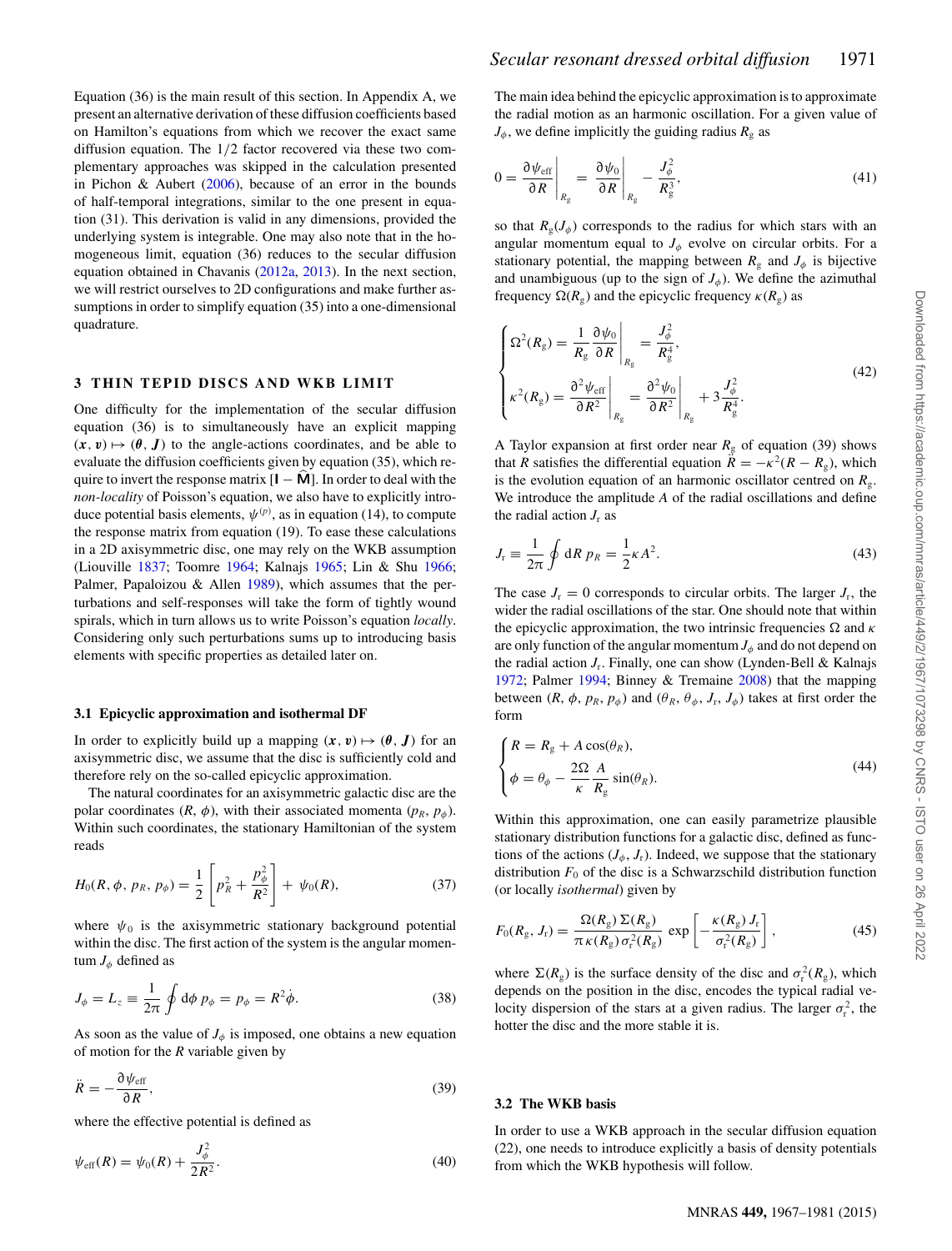Equation (36) is the main result of this section. In Appendix A, we present an alternative derivation of these diffusion coefficients based on Hamilton's equations from which we recover the exact same diffusion equation. The 1/2 factor recovered via these two complementary approaches was skipped in the calculation presented in Pichon & Aubert (2006), because of an error in the bounds of half-temporal integrations, similar to the one present in equation (31). This derivation is valid in any dimensions, provided the underlying system is integrable. One may also note that in the homogeneous limit, equation (36) reduces to the secular diffusion equation obtained in Chavanis (2012a, 2013). In the next section, we will restrict ourselves to 2D configurations and make further assumptions in order to simplify equation (35) into a one-dimensional quadrature.

## 3 THIN TEPID DISCS AND WKB LIMIT

One difficulty for the implementation of the secular diffusion equation (36) is to simultaneously have an explicit mapping $(\boldsymbol{x}, \boldsymbol{v}) \mapsto (\boldsymbol{\theta}, \boldsymbol{J})$ to the angle-actions coordinates, and be able to evaluate the diffusion coefficients given by equation (35), which require to invert the response matrix $[\mathbf{I} - \widehat{\mathbf{M}}]$. In order to deal with the *non-locality* of Poisson's equation, we also have to explicitly introduce potential basis elements, $\psi^{(p)}$, as in equation (14), to compute the response matrix from equation (19). To ease these calculations in a 2D axisymmetric disc, one may rely on the WKB assumption (Liouville 1837; Toomre 1964; Kalnajs 1965; Lin & Shu 1966; Palmer, Papaloizou & Allen 1989), which assumes that the perturbations and self-responses will take the form of tightly wound spirals, which in turn allows us to write Poisson's equation *locally*. Considering only such perturbations sums up to introducing basis elements with specific properties as detailed later on.

### 3.1 Epicyclic approximation and isothermal DF

In order to explicitly build up a mapping $(\boldsymbol{x}, \boldsymbol{v}) \mapsto (\boldsymbol{\theta}, \boldsymbol{J})$ for an axisymmetric disc, we assume that the disc is sufficiently cold and therefore rely on the so-called epicyclic approximation.

The natural coordinates for an axisymmetric galactic disc are the polar coordinates $(R, \phi)$, with their associated momenta $(p_R, p_\phi)$. Within such coordinates, the stationary Hamiltonian of the system reads

$$H_0(R, \phi, p_R, p_\phi) = \frac{1}{2}\left[p_R^2 + \frac{p_\phi^2}{R^2}\right] + \psi_0(R), \tag{37}$$

where $\psi_0$ is the axisymmetric stationary background potential within the disc. The first action of the system is the angular momentum $J_\phi$ defined as

$$J_\phi = L_z \equiv \frac{1}{2\pi}\oint \mathrm{d}\phi \, p_\phi = p_\phi = R^2\dot{\phi}. \tag{38}$$

As soon as the value of $J_\phi$ is imposed, one obtains a new equation of motion for the $R$ variable given by

$$\ddot{R} = -\frac{\partial \psi_{\mathrm{eff}}}{\partial R}, \tag{39}$$

where the effective potential is defined as

$$\psi_{\mathrm{eff}}(R) = \psi_0(R) + \frac{J_\phi^2}{2R^2}. \tag{40}$$

The main idea behind the epicyclic approximation is to approximate the radial motion as an harmonic oscillation. For a given value of $J_\phi$, we define implicitly the guiding radius $R_{\mathrm{g}}$ as

$$0 = \left.\frac{\partial \psi_{\mathrm{eff}}}{\partial R}\right|_{R_{\mathrm{g}}} = \left.\frac{\partial \psi_0}{\partial R}\right|_{R_{\mathrm{g}}} - \frac{J_\phi^2}{R_{\mathrm{g}}^3}, \tag{41}$$

so that $R_{\mathrm{g}}(J_\phi)$ corresponds to the radius for which stars with an angular momentum equal to $J_\phi$ evolve on circular orbits. For a stationary potential, the mapping between $R_{\mathrm{g}}$ and $J_\phi$ is bijective and unambiguous (up to the sign of $J_\phi$). We define the azimuthal frequency $\Omega(R_{\mathrm{g}})$ and the epicyclic frequency $\kappa(R_{\mathrm{g}})$ as

$$\begin{cases} \Omega^2(R_{\mathrm{g}}) = \dfrac{1}{R_{\mathrm{g}}}\left.\dfrac{\partial \psi_0}{\partial R}\right|_{R_{\mathrm{g}}} = \dfrac{J_\phi^2}{R_{\mathrm{g}}^4}, \\[2ex] \kappa^2(R_{\mathrm{g}}) = \left.\dfrac{\partial^2 \psi_{\mathrm{eff}}}{\partial R^2}\right|_{R_{\mathrm{g}}} = \left.\dfrac{\partial^2 \psi_0}{\partial R^2}\right|_{R_{\mathrm{g}}} + 3\dfrac{J_\phi^2}{R_{\mathrm{g}}^4}. \end{cases} \tag{42}$$

A Taylor expansion at first order near $R_{\mathrm{g}}$ of equation (39) shows that $R$ satisfies the differential equation $\ddot{R} = -\kappa^2(R - R_{\mathrm{g}})$, which is the evolution equation of an harmonic oscillator centred on $R_{\mathrm{g}}$. We introduce the amplitude $A$ of the radial oscillations and define the radial action $J_{\mathrm{r}}$ as

$$J_{\mathrm{r}} \equiv \frac{1}{2\pi}\oint \mathrm{d}R \, p_R = \frac{1}{2}\kappa A^2. \tag{43}$$

The case $J_{\mathrm{r}} = 0$ corresponds to circular orbits. The larger $J_{\mathrm{r}}$, the wider the radial oscillations of the star. One should note that within the epicyclic approximation, the two intrinsic frequencies $\Omega$ and $\kappa$ are only function of the angular momentum $J_\phi$ and do not depend on the radial action $J_{\mathrm{r}}$. Finally, one can show (Lynden-Bell & Kalnajs 1972; Palmer 1994; Binney & Tremaine 2008) that the mapping between $(R, \phi, p_R, p_\phi)$ and $(\theta_R, \theta_\phi, J_{\mathrm{r}}, J_\phi)$ takes at first order the form

$$\begin{cases} R = R_{\mathrm{g}} + A\cos(\theta_R), \\[1ex] \phi = \theta_\phi - \dfrac{2\Omega}{\kappa}\dfrac{A}{R_{\mathrm{g}}}\sin(\theta_R). \end{cases} \tag{44}$$

Within this approximation, one can easily parametrize plausible stationary distribution functions for a galactic disc, defined as functions of the actions $(J_\phi, J_{\mathrm{r}})$. Indeed, we suppose that the stationary distribution $F_0$ of the disc is a Schwarzschild distribution function (or locally *isothermal*) given by

$$F_0(R_{\mathrm{g}}, J_{\mathrm{r}}) = \frac{\Omega(R_{\mathrm{g}})\,\Sigma(R_{\mathrm{g}})}{\pi\,\kappa(R_{\mathrm{g}})\,\sigma_{\mathrm{r}}^2(R_{\mathrm{g}})}\,\exp\left[-\frac{\kappa(R_{\mathrm{g}})\,J_{\mathrm{r}}}{\sigma_{\mathrm{r}}^2(R_{\mathrm{g}})}\right], \tag{45}$$

where $\Sigma(R_{\mathrm{g}})$ is the surface density of the disc and $\sigma_{\mathrm{r}}^2(R_{\mathrm{g}})$, which depends on the position in the disc, encodes the typical radial velocity dispersion of the stars at a given radius. The larger $\sigma_{\mathrm{r}}^2$, the hotter the disc and the more stable it is.

### 3.2 The WKB basis

In order to use a WKB approach in the secular diffusion equation (22), one needs to introduce explicitly a basis of density potentials from which the WKB hypothesis will follow.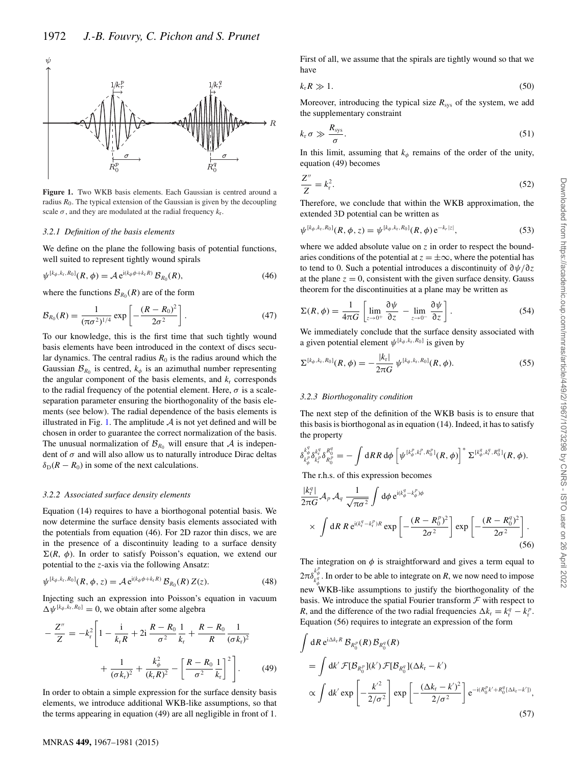**Figure 1.** Two WKB basis elements. Each Gaussian is centred around a radius $R_0$. The typical extension of the Gaussian is given by the decoupling scale $\sigma$, and they are modulated at the radial frequency $k_{\mathrm{r}}$.

#### 3.2.1 Definition of the basis elements

We define on the plane the following basis of potential functions, well suited to represent tightly wound spirals

$$\psi^{[k_\phi, k_{\mathrm{r}}, R_0]}(R, \phi) = \mathcal{A}\, \mathrm{e}^{\mathrm{i}(k_\phi \phi + k_{\mathrm{r}} R)}\, \mathcal{B}_{R_0}(R), \tag{46}$$

where the functions $\mathcal{B}_{R_0}(R)$ are of the form

$$\mathcal{B}_{R_0}(R) = \frac{1}{(\pi\sigma^2)^{1/4}} \exp\left[-\frac{(R-R_0)^2}{2\sigma^2}\right]. \tag{47}$$

To our knowledge, this is the first time that such tightly wound basis elements have been introduced in the context of discs secular dynamics. The central radius $R_0$ is the radius around which the Gaussian $\mathcal{B}_{R_0}$ is centred, $k_\phi$ is an azimuthal number representing the angular component of the basis elements, and $k_{\mathrm{r}}$ corresponds to the radial frequency of the potential element. Here, $\sigma$ is a scale-separation parameter ensuring the biorthogonality of the basis elements (see below). The radial dependence of the basis elements is illustrated in Fig. 1. The amplitude $\mathcal{A}$ is not yet defined and will be chosen in order to guarantee the correct normalization of the basis. The unusual normalization of $\mathcal{B}_{R_0}$ will ensure that $\mathcal{A}$ is independent of $\sigma$ and will also allow us to naturally introduce Dirac deltas $\delta_{\mathrm{D}}(R-R_0)$ in some of the next calculations.

#### 3.2.2 Associated surface density elements

Equation (14) requires to have a biorthogonal potential basis. We now determine the surface density basis elements associated with the potentials from equation (46). For 2D razor thin discs, we are in the presence of a discontinuity leading to a surface density $\Sigma(R, \phi)$. In order to satisfy Poisson's equation, we extend our potential to the $z$-axis via the following Ansatz:

$$\psi^{[k_\phi, k_{\mathrm{r}}, R_0]}(R, \phi, z) = \mathcal{A}\, \mathrm{e}^{\mathrm{i}(k_\phi \phi + k_{\mathrm{r}} R)}\, \mathcal{B}_{R_0}(R)\, Z(z). \tag{48}$$

Injecting such an expression into Poisson's equation in vacuum $\Delta \psi^{[k_\phi, k_{\mathrm{r}}, R_0]} = 0$, we obtain after some algebra

$$-\frac{Z''}{Z} = -k_{\mathrm{r}}^2 \Bigg[1 - \frac{\mathrm{i}}{k_{\mathrm{r}} R} + 2\mathrm{i}\, \frac{R-R_0}{\sigma^2}\frac{1}{k_{\mathrm{r}}} + \frac{R-R_0}{R}\frac{1}{(\sigma k_{\mathrm{r}})^2} + \frac{1}{(\sigma k_{\mathrm{r}})^2} + \frac{k_\phi^2}{(k_{\mathrm{r}} R)^2} - \left[\frac{R-R_0}{\sigma^2}\frac{1}{k_{\mathrm{r}}}\right]^2\Bigg]. \tag{49}$$

In order to obtain a simple expression for the surface density basis elements, we introduce additional WKB-like assumptions, so that the terms appearing in equation (49) are all negligible in front of 1. First of all, we assume that the spirals are tightly wound so that we have

$$k_{\mathrm{r}} R \gg 1. \tag{50}$$

Moreover, introducing the typical size $R_{\mathrm{sys}}$ of the system, we add the supplementary constraint

$$k_{\mathrm{r}}\, \sigma \gg \frac{R_{\mathrm{sys}}}{\sigma}. \tag{51}$$

In this limit, assuming that $k_\phi$ remains of the order of the unity, equation (49) becomes

$$\frac{Z''}{Z} = k_{\mathrm{r}}^2. \tag{52}$$

Therefore, we conclude that within the WKB approximation, the extended 3D potential can be written as

$$\psi^{[k_\phi, k_{\mathrm{r}}, R_0]}(R, \phi, z) = \psi^{[k_\phi, k_{\mathrm{r}}, R_0]}(R, \phi)\, \mathrm{e}^{-k_r |z|}, \tag{53}$$

where we added absolute value on $z$ in order to respect the boundaries conditions of the potential at $z = \pm\infty$, where the potential has to tend to 0. Such a potential introduces a discontinuity of $\partial\psi/\partial z$ at the plane $z = 0$, consistent with the given surface density. Gauss theorem for the discontinuities at a plane may be written as

$$\Sigma(R, \phi) = \frac{1}{4\pi G}\left[\lim_{z\to 0^+} \frac{\partial \psi}{\partial z} - \lim_{z \to 0^-} \frac{\partial \psi}{\partial z}\right]. \tag{54}$$

We immediately conclude that the surface density associated with a given potential element $\psi^{[k_\phi, k_{\mathrm{r}}, R_0]}$ is given by

$$\Sigma^{[k_\phi, k_{\mathrm{r}}, R_0]}(R, \phi) = -\frac{|k_{\mathrm{r}}|}{2\pi G}\, \psi^{[k_\phi, k_{\mathrm{r}}, R_0]}(R, \phi). \tag{55}$$

#### 3.2.3 Biorthogonality condition

The next step of the definition of the WKB basis is to ensure that this basis is biorthogonal as in equation (14). Indeed, it has to satisfy the property

$$\delta_{k_\phi^p}^{k_\phi^q} \delta_{k_{\mathrm{r}}^p}^{k_{\mathrm{r}}^q} \delta_{R_0^p}^{R_0^q} = -\int \mathrm{d}R R\, \mathrm{d}\phi \left[\psi^{[k_\phi^p, k_{\mathrm{r}}^p, R_0^p]}(R, \phi)\right]^* \Sigma^{[k_\phi^q, k_{\mathrm{r}}^q, R_0^q]}(R, \phi).$$

The r.h.s. of this expression becomes

$$\frac{|k_{\mathrm{r}}^q|}{2\pi G} \mathcal{A}_p\, \mathcal{A}_q\, \frac{1}{\sqrt{\pi\sigma^2}} \int \mathrm{d}\phi\, \mathrm{e}^{\mathrm{i}(k_\phi^q - k_\phi^p)\phi} \times \int \mathrm{d}R\, R\, \mathrm{e}^{\mathrm{i}(k_{\mathrm{r}}^q - k_{\mathrm{r}}^p)R} \exp\left[-\frac{(R-R_0^p)^2}{2\sigma^2}\right] \exp\left[-\frac{(R-R_0^q)^2}{2\sigma^2}\right]. \tag{56}$$

The integration on $\phi$ is straightforward and gives a term equal to $2\pi\delta_{k_\phi^q}^{k_\phi^p}$. In order to be able to integrate on $R$, we now need to impose new WKB-like assumptions to justify the biorthogonality of the basis. We introduce the spatial Fourier transform $\mathcal{F}$ with respect to $R$, and the difference of the two radial frequencies $\Delta k_{\mathrm{r}} = k_{\mathrm{r}}^q - k_{\mathrm{r}}^p$. Equation (56) requires to integrate an expression of the form

$$\begin{aligned}
&\int \mathrm{d}R\, \mathrm{e}^{\mathrm{i}\Delta k_{\mathrm{r}} R}\, \mathcal{B}_{R_0^p}(R)\, \mathcal{B}_{R_0^q}(R) \\
&= \int \mathrm{d}k'\, \mathcal{F}[\mathcal{B}_{R_0^p}](k')\, \mathcal{F}[\mathcal{B}_{R_0^q}](\Delta k_{\mathrm{r}} - k') \\
&\propto \int \mathrm{d}k' \exp\left[-\frac{k'^2}{2/\sigma^2}\right] \exp\left[-\frac{(\Delta k_{\mathrm{r}} - k')^2}{2/\sigma^2}\right] \mathrm{e}^{-\mathrm{i}(R_0^p k' + R_0^q[\Delta k_{\mathrm{r}} - k'])},
\end{aligned} \tag{57}$$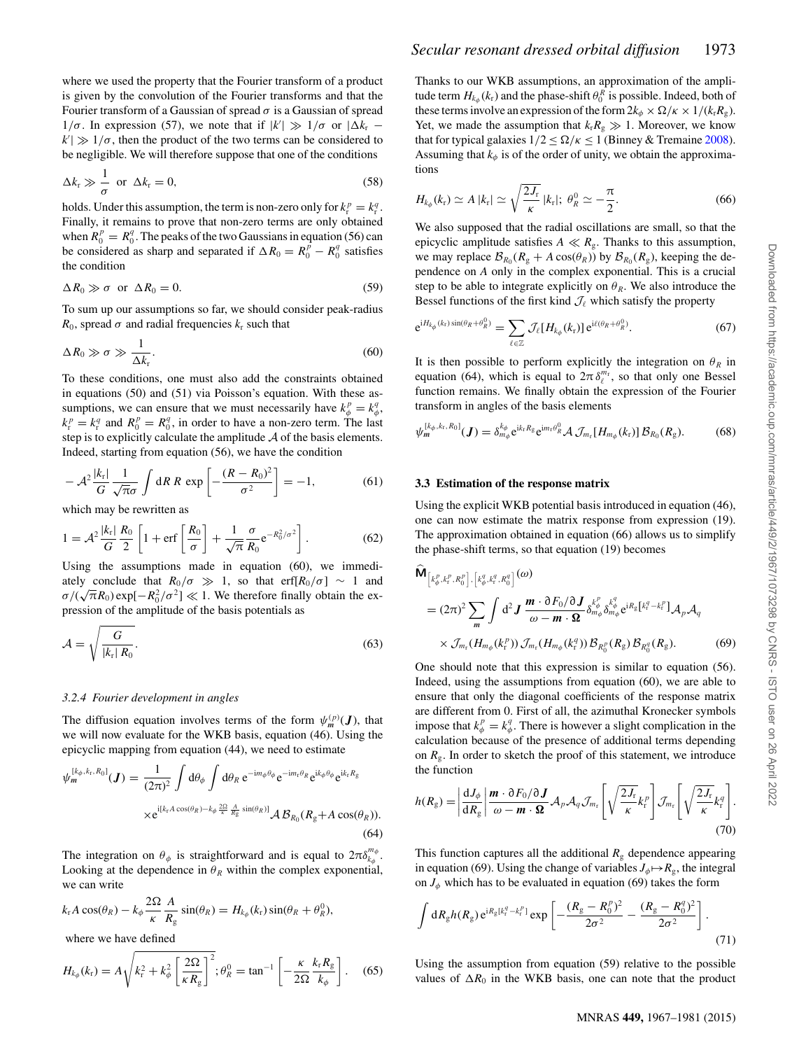where we used the property that the Fourier transform of a product is given by the convolution of the Fourier transforms and that the Fourier transform of a Gaussian of spread $\sigma$ is a Gaussian of spread $1/\sigma$. In expression (57), we note that if $|k'| \gg 1/\sigma$ or $|\Delta k_{\mathrm{r}} - k'| \gg 1/\sigma$, then the product of the two terms can be considered to be negligible. We will therefore suppose that one of the conditions

$$
\Delta k_{\mathrm{r}} \gg \frac{1}{\sigma} \;\; \text{or} \;\; \Delta k_{\mathrm{r}} = 0, \tag{58}
$$

holds. Under this assumption, the term is non-zero only for $k_{\mathrm{r}}^p = k_{\mathrm{r}}^q$. Finally, it remains to prove that non-zero terms are only obtained when $R_0^p = R_0^q$. The peaks of the two Gaussians in equation (56) can be considered as sharp and separated if $\Delta R_0 = R_0^p - R_0^q$ satisfies the condition

$$
\Delta R_0 \gg \sigma \;\; \text{or} \;\; \Delta R_0 = 0. \tag{59}
$$

To sum up our assumptions so far, we should consider peak-radius $R_0$, spread $\sigma$ and radial frequencies $k_{\mathrm{r}}$ such that

$$
\Delta R_0 \gg \sigma \gg \frac{1}{\Delta k_{\mathrm{r}}}. \tag{60}
$$

To these conditions, one must also add the constraints obtained in equations (50) and (51) via Poisson's equation. With these assumptions, we can ensure that we must necessarily have $k_\phi^p = k_\phi^q$, $k_{\mathrm{r}}^p = k_{\mathrm{r}}^q$ and $R_0^p = R_0^q$, in order to have a non-zero term. The last step is to explicitly calculate the amplitude $\mathcal{A}$ of the basis elements. Indeed, starting from equation (56), we have the condition

$$
-\mathcal{A}^2 \frac{|k_{\mathrm{r}}|}{G} \frac{1}{\sqrt{\pi}\sigma} \int \mathrm{d}R \, R \, \exp\left[-\frac{(R-R_0)^2}{\sigma^2}\right] = -1, \tag{61}
$$

which may be rewritten as

$$
1 = \mathcal{A}^2 \frac{|k_{\mathrm{r}}|}{G} \frac{R_0}{2} \left[1 + \mathrm{erf}\left[\frac{R_0}{\sigma}\right] + \frac{1}{\sqrt{\pi}} \frac{\sigma}{R_0} \mathrm{e}^{-R_0^2/\sigma^2}\right]. \tag{62}
$$

Using the assumptions made in equation (60), we immediately conclude that $R_0/\sigma \gg 1$, so that $\mathrm{erf}[R_0/\sigma] \sim 1$ and $\sigma/(\sqrt{\pi}R_0)\exp[-R_0^2/\sigma^2] \ll 1$. We therefore finally obtain the expression of the amplitude of the basis potentials as

$$
\mathcal{A} = \sqrt{\frac{G}{|k_{\mathrm{r}}| \, R_0}}. \tag{63}
$$

#### 3.2.4 Fourier development in angles

The diffusion equation involves terms of the form $\psi_{\boldsymbol{m}}^{(p)}(\boldsymbol{J})$, that we will now evaluate for the WKB basis, equation (46). Using the epicyclic mapping from equation (44), we need to estimate

$$
\begin{aligned}
\psi_{\boldsymbol{m}}^{[k_\phi, k_{\mathrm{r}}, R_0]}(\boldsymbol{J}) = \frac{1}{(2\pi)^2} \int \mathrm{d}\theta_\phi \int \mathrm{d}\theta_R \, \mathrm{e}^{-\mathrm{i}m_\phi\theta_\phi} \mathrm{e}^{-\mathrm{i}m_{\mathrm{r}}\theta_R} \mathrm{e}^{\mathrm{i}k_\phi\theta_\phi} \mathrm{e}^{\mathrm{i}k_{\mathrm{r}}R_{\mathrm{g}}} \\
\times \mathrm{e}^{\mathrm{i}[k_{\mathrm{r}} A \cos(\theta_R) - k_\phi \frac{2\Omega}{\kappa} \frac{A}{R_{\mathrm{g}}} \sin(\theta_R)]} \mathcal{A}\, \mathcal{B}_{R_0}(R_{\mathrm{g}} + A\cos(\theta_R)).
\end{aligned} \tag{64}
$$

The integration on $\theta_\phi$ is straightforward and is equal to $2\pi\delta_{k_\phi}^{m_\phi}$. Looking at the dependence in $\theta_R$ within the complex exponential, we can write

$$
k_{\mathrm{r}} A \cos(\theta_R) - k_\phi \frac{2\Omega}{\kappa} \frac{A}{R_{\mathrm{g}}} \sin(\theta_R) = H_{k_\phi}(k_{\mathrm{r}}) \sin(\theta_R + \theta_R^0),
$$

where we have defined

$$
H_{k_\phi}(k_{\mathrm{r}}) = A\sqrt{k_{\mathrm{r}}^2 + k_\phi^2 \left[\frac{2\Omega}{\kappa R_{\mathrm{g}}}\right]^2}; \; \theta_R^0 = \tan^{-1}\left[-\frac{\kappa}{2\Omega} \frac{k_{\mathrm{r}} R_{\mathrm{g}}}{k_\phi}\right]. \tag{65}
$$

Thanks to our WKB assumptions, an approximation of the amplitude term $H_{k_\phi}(k_{\mathrm{r}})$ and the phase-shift $\theta_0^R$ is possible. Indeed, both of these terms involve an expression of the form $2k_\phi \times \Omega/\kappa \times 1/(k_{\mathrm{r}} R_{\mathrm{g}})$. Yet, we made the assumption that $k_{\mathrm{r}} R_{\mathrm{g}} \gg 1$. Moreover, we know that for typical galaxies $1/2 \leq \Omega/\kappa \leq 1$ (Binney & Tremaine 2008). Assuming that $k_\phi$ is of the order of unity, we obtain the approximations

$$
H_{k_\phi}(k_{\mathrm{r}}) \simeq A\,|k_{\mathrm{r}}| \simeq \sqrt{\frac{2J_{\mathrm{r}}}{\kappa}}\,|k_{\mathrm{r}}|; \;\; \theta_R^0 \simeq -\frac{\pi}{2}. \tag{66}
$$

We also supposed that the radial oscillations are small, so that the epicyclic amplitude satisfies $A \ll R_{\mathrm{g}}$. Thanks to this assumption, we may replace $\mathcal{B}_{R_0}(R_{\mathrm{g}} + A\cos(\theta_R))$ by $\mathcal{B}_{R_0}(R_{\mathrm{g}})$, keeping the dependence on $A$ only in the complex exponential. This is a crucial step to be able to integrate explicitly on $\theta_R$. We also introduce the Bessel functions of the first kind $\mathcal{J}_\ell$ which satisfy the property

$$
\mathrm{e}^{\mathrm{i}H_{k_\phi}(k_{\mathrm{r}})\sin(\theta_R + \theta_R^0)} = \sum_{\ell \in \mathbb{Z}} \mathcal{J}_\ell[H_{k_\phi}(k_{\mathrm{r}})]\, \mathrm{e}^{\mathrm{i}\ell(\theta_R + \theta_R^0)}. \tag{67}
$$

It is then possible to perform explicitly the integration on $\theta_R$ in equation (64), which is equal to $2\pi\delta_\ell^{m_{\mathrm{r}}}$, so that only one Bessel function remains. We finally obtain the expression of the Fourier transform in angles of the basis elements

$$
\psi_{\boldsymbol{m}}^{[k_\phi, k_{\mathrm{r}}, R_0]}(\boldsymbol{J}) = \delta_{m_\phi}^{k_\phi} \mathrm{e}^{\mathrm{i}k_{\mathrm{r}}R_{\mathrm{g}}} \mathrm{e}^{\mathrm{i}m_{\mathrm{r}}\theta_R^0} \mathcal{A}\, \mathcal{J}_{m_{\mathrm{r}}}[H_{m_\phi}(k_{\mathrm{r}})]\, \mathcal{B}_{R_0}(R_{\mathrm{g}}). \tag{68}
$$

### 3.3 Estimation of the response matrix

Using the explicit WKB potential basis introduced in equation (46), one can now estimate the matrix response from expression (19). The approximation obtained in equation (66) allows us to simplify the phase-shift terms, so that equation (19) becomes

$$
\begin{aligned}
&\widehat{\mathbf{M}}_{\left[k_\phi^p, k_{\mathrm{r}}^p, R_0^p\right], \left[k_\phi^q, k_{\mathrm{r}}^q, R_0^q\right]}(\omega) \\
&= (2\pi)^2 \sum_{\boldsymbol{m}} \int \mathrm{d}^2\boldsymbol{J}\, \frac{\boldsymbol{m}\cdot\partial F_0/\partial \boldsymbol{J}}{\omega - \boldsymbol{m}\cdot\boldsymbol{\Omega}} \delta_{m_\phi}^{k_\phi^p} \delta_{m_\phi}^{k_\phi^q} \mathrm{e}^{\mathrm{i}R_{\mathrm{g}}\left[k_{\mathrm{r}}^q - k_{\mathrm{r}}^p\right]} \mathcal{A}_p \mathcal{A}_q \\
&\quad \times \mathcal{J}_{m_{\mathrm{r}}}(H_{m_\phi}(k_{\mathrm{r}}^p))\, \mathcal{J}_{m_{\mathrm{r}}}(H_{m_\phi}(k_{\mathrm{r}}^q))\, \mathcal{B}_{R_0^p}(R_{\mathrm{g}})\, \mathcal{B}_{R_0^q}(R_{\mathrm{g}}).
\end{aligned} \tag{69}
$$

One should note that this expression is similar to equation (56). Indeed, using the assumptions from equation (60), we are able to ensure that only the diagonal coefficients of the response matrix are different from 0. First of all, the azimuthal Kronecker symbols impose that $k_\phi^p = k_\phi^q$. There is however a slight complication in the calculation because of the presence of additional terms depending on $R_{\mathrm{g}}$. In order to sketch the proof of this statement, we introduce the function

$$
h(R_{\mathrm{g}}) = \left|\frac{\mathrm{d}J_\phi}{\mathrm{d}R_{\mathrm{g}}}\right| \frac{\boldsymbol{m}\cdot\partial F_0/\partial \boldsymbol{J}}{\omega - \boldsymbol{m}\cdot\boldsymbol{\Omega}} \mathcal{A}_p \mathcal{A}_q \mathcal{J}_{m_{\mathrm{r}}}\left[\sqrt{\frac{2J_{\mathrm{r}}}{\kappa}}k_{\mathrm{r}}^p\right] \mathcal{J}_{m_{\mathrm{r}}}\left[\sqrt{\frac{2J_{\mathrm{r}}}{\kappa}}k_{\mathrm{r}}^q\right]. \tag{70}
$$

This function captures all the additional $R_{\mathrm{g}}$ dependence appearing in equation (69). Using the change of variables $J_\phi \mapsto R_{\mathrm{g}}$, the integral on $J_\phi$ which has to be evaluated in equation (69) takes the form

$$
\int \mathrm{d}R_{\mathrm{g}} h(R_{\mathrm{g}})\, \mathrm{e}^{\mathrm{i}R_{\mathrm{g}}[k_{\mathrm{r}}^q - k_{\mathrm{r}}^p]} \exp\left[-\frac{(R_{\mathrm{g}} - R_0^p)^2}{2\sigma^2} - \frac{(R_{\mathrm{g}} - R_0^q)^2}{2\sigma^2}\right]. \tag{71}
$$

Using the assumption from equation (59) relative to the possible values of $\Delta R_0$ in the WKB basis, one can note that the product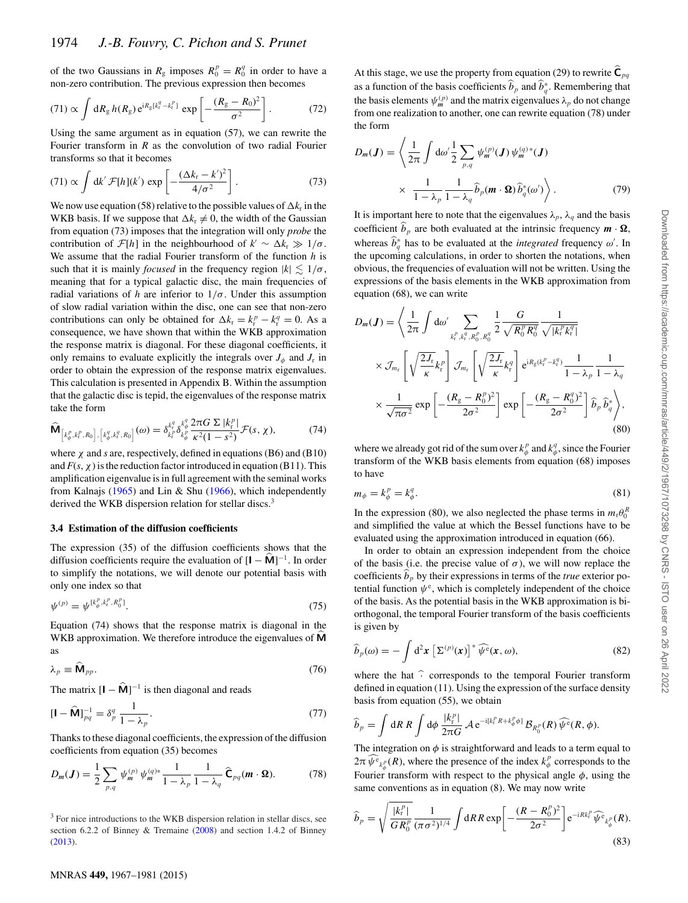of the two Gaussians in $R_{\rm g}$ imposes $R_0^p = R_0^q$ in order to have a non-zero contribution. The previous expression then becomes

$$(71) \propto \int \mathrm{d}R_{\rm g}\, h(R_{\rm g})\, \mathrm{e}^{\mathrm{i}R_{\rm g}[k_{\rm r}^q - k_{\rm r}^p]} \exp\left[-\frac{(R_{\rm g}-R_0)^2}{\sigma^2}\right]. \tag{72}$$

Using the same argument as in equation (57), we can rewrite the Fourier transform in $R$ as the convolution of two radial Fourier transforms so that it becomes

$$(71) \propto \int \mathrm{d}k'\, \mathcal{F}[h](k') \exp\left[-\frac{(\Delta k_{\rm r} - k')^2}{4/\sigma^2}\right]. \tag{73}$$

We now use equation (58) relative to the possible values of $\Delta k_{\rm r}$ in the WKB basis. If we suppose that $\Delta k_{\rm r} \neq 0$, the width of the Gaussian from equation (73) imposes that the integration will only *probe* the contribution of $\mathcal{F}[h]$ in the neighbourhood of $k' \sim \Delta k_{\rm r} \gg 1/\sigma$. We assume that the radial Fourier transform of the function $h$ is such that it is mainly *focused* in the frequency region $|k| \lesssim 1/\sigma$, meaning that for a typical galactic disc, the main frequencies of radial variations of $h$ are inferior to $1/\sigma$. Under this assumption of slow radial variation within the disc, one can see that non-zero contributions can only be obtained for $\Delta k_{\rm r} = k_{\rm r}^p - k_{\rm r}^q = 0$. As a consequence, we have shown that within the WKB approximation the response matrix is diagonal. For these diagonal coefficients, it only remains to evaluate explicitly the integrals over $J_\phi$ and $J_{\rm r}$ in order to obtain the expression of the response matrix eigenvalues. This calculation is presented in Appendix B. Within the assumption that the galactic disc is tepid, the eigenvalues of the response matrix take the form

$$\widehat{\mathbf{M}}_{\left[k_\phi^p, k_{\rm r}^p, R_0\right],\left[k_\phi^q, k_{\rm r}^q, R_0\right]}(\omega) = \delta_{k_{\rm r}^p}^{k_{\rm r}^q} \delta_{k_\phi^p}^{k_\phi^q} \frac{2\pi G\, \Sigma\, |k_{\rm r}^p|}{\kappa^2 (1-s^2)} \mathcal{F}(s, \chi), \tag{74}$$

where $\chi$ and $s$ are, respectively, defined in equations (B6) and (B10) and $F(s, \chi)$ is the reduction factor introduced in equation (B11). This amplification eigenvalue is in full agreement with the seminal works from Kalnajs (1965) and Lin & Shu (1966), which independently derived the WKB dispersion relation for stellar discs.[3]

### 3.4 Estimation of the diffusion coefficients

The expression (35) of the diffusion coefficients shows that the diffusion coefficients require the evaluation of $[\mathbf{I} - \widehat{\mathbf{M}}]^{-1}$. In order to simplify the notations, we will denote our potential basis with only one index so that

$$\psi^{(p)} = \psi^{[k_\phi^p, k_{\rm r}^p, R_0^p]}. \tag{75}$$

Equation (74) shows that the response matrix is diagonal in the WKB approximation. We therefore introduce the eigenvalues of $\widehat{\mathbf{M}}$ as

$$\lambda_p \equiv \widehat{\mathbf{M}}_{pp}. \tag{76}$$

The matrix $[\mathbf{I} - \widehat{\mathbf{M}}]^{-1}$ is then diagonal and reads

$$[\mathbf{I} - \widehat{\mathbf{M}}]^{-1}_{pq} = \delta_p^q \frac{1}{1-\lambda_p}. \tag{77}$$

Thanks to these diagonal coefficients, the expression of the diffusion coefficients from equation (35) becomes

$$D_{\boldsymbol{m}}(\boldsymbol{J}) = \frac{1}{2} \sum_{p,q} \psi_{\boldsymbol{m}}^{(p)}\, \psi_{\boldsymbol{m}}^{(q)*} \frac{1}{1-\lambda_p} \frac{1}{1-\lambda_q} \widehat{\mathbf{C}}_{pq}(\boldsymbol{m}\cdot\boldsymbol{\Omega}). \tag{78}$$

[3] For nice introductions to the WKB dispersion relation in stellar discs, see section 6.2.2 of Binney & Tremaine (2008) and section 1.4.2 of Binney (2013).

At this stage, we use the property from equation (29) to rewrite $\widehat{\mathbf{C}}_{pq}$ as a function of the basis coefficients $\widehat{b}_p$ and $\widehat{b}_q^*$. Remembering that the basis elements $\psi_{\boldsymbol{m}}^{(p)}$ and the matrix eigenvalues $\lambda_p$ do not change from one realization to another, one can rewrite equation (78) under the form

$$D_{\boldsymbol{m}}(\boldsymbol{J}) = \left\langle \frac{1}{2\pi} \int \mathrm{d}\omega' \frac{1}{2} \sum_{p,q} \psi_{\boldsymbol{m}}^{(p)}(\boldsymbol{J})\, \psi_{\boldsymbol{m}}^{(q)*}(\boldsymbol{J}) \times \frac{1}{1-\lambda_p} \frac{1}{1-\lambda_q} \widehat{b}_p(\boldsymbol{m}\cdot\boldsymbol{\Omega})\, \widehat{b}_q^*(\omega') \right\rangle. \tag{79}$$

It is important here to note that the eigenvalues $\lambda_p$, $\lambda_q$ and the basis coefficient $\widehat{b}_p$ are both evaluated at the intrinsic frequency $\boldsymbol{m}\cdot\boldsymbol{\Omega}$, whereas $\widehat{b}_q^*$ has to be evaluated at the *integrated* frequency $\omega'$. In the upcoming calculations, in order to shorten the notations, when obvious, the frequencies of evaluation will not be written. Using the expressions of the basis elements in the WKB approximation from equation (68), we can write

$$\begin{aligned} D_{\boldsymbol{m}}(\boldsymbol{J}) = \Bigg\langle & \frac{1}{2\pi} \int \mathrm{d}\omega' \sum_{k_{\rm r}^p, k_{\rm r}^q, R_0^p, R_0^q} \frac{1}{2} \frac{G}{\sqrt{R_0^p R_0^q}} \frac{1}{\sqrt{|k_{\rm r}^p k_{\rm r}^q|}} \\ & \times \mathcal{J}_{m_{\rm r}}\left[\sqrt{\frac{2J_{\rm r}}{\kappa}} k_{\rm r}^p\right] \mathcal{J}_{m_{\rm r}}\left[\sqrt{\frac{2J_{\rm r}}{\kappa}} k_{\rm r}^q\right] \mathrm{e}^{\mathrm{i}R_{\rm g}(k_{\rm r}^p - k_{\rm r}^q)} \frac{1}{1-\lambda_p} \frac{1}{1-\lambda_q} \\ & \times \frac{1}{\sqrt{\pi\sigma^2}} \exp\left[-\frac{(R_{\rm g}-R_0^p)^2}{2\sigma^2}\right] \exp\left[-\frac{(R_{\rm g}-R_0^q)^2}{2\sigma^2}\right] \widehat{b}_p\, \widehat{b}_q^* \Bigg\rangle, \end{aligned} \tag{80}$$

where we already got rid of the sum over $k_\phi^p$ and $k_\phi^q$, since the Fourier transform of the WKB basis elements from equation (68) imposes to have

$$m_\phi = k_\phi^p = k_\phi^q. \tag{81}$$

In the expression (80), we also neglected the phase terms in $m_{\rm r}\theta_0^R$ and simplified the value at which the Bessel functions have to be evaluated using the approximation introduced in equation (66).

In order to obtain an expression independent from the choice of the basis (i.e. the precise value of $\sigma$), we will now replace the coefficients $\widehat{b}_p$ by their expressions in terms of the *true* exterior potential function $\psi^{\rm e}$, which is completely independent of the choice of the basis. As the potential basis in the WKB approximation is bi-orthogonal, the temporal Fourier transform of the basis coefficients is given by

$$\widehat{b}_p(\omega) = -\int \mathrm{d}^2\boldsymbol{x} \left[\Sigma^{(p)}(\boldsymbol{x})\right]^* \widehat{\psi^{\rm e}}(\boldsymbol{x}, \omega), \tag{82}$$

where the hat $\widehat{\cdot}$ corresponds to the temporal Fourier transform defined in equation (11). Using the expression of the surface density basis from equation (55), we obtain

$$\widehat{b}_p = \int \mathrm{d}R\, R \int \mathrm{d}\phi\, \frac{|k_{\rm r}^p|}{2\pi G} \mathcal{A}\, \mathrm{e}^{-\mathrm{i}[k_{\rm r}^p R + k_\phi^p \phi]} \mathcal{B}_{R_0^p}(R)\, \widehat{\psi^{\rm e}}(R, \phi).$$

The integration on $\phi$ is straightforward and leads to a term equal to $2\pi \widehat{\psi^{\rm e}}_{k_\phi^p}(R)$, where the presence of the index $k_\phi^p$ corresponds to the Fourier transform with respect to the physical angle $\phi$, using the same conventions as in equation (8). We may now write

$$\widehat{b}_p = \sqrt{\frac{|k_{\rm r}^p|}{G R_0^p}} \frac{1}{(\pi\sigma^2)^{1/4}} \int \mathrm{d}R\, R \exp\left[-\frac{(R-R_0^p)^2}{2\sigma^2}\right] \mathrm{e}^{-\mathrm{i}Rk_{\rm r}^p} \widehat{\psi^{\rm e}}_{k_\phi^p}(R). \tag{83}$$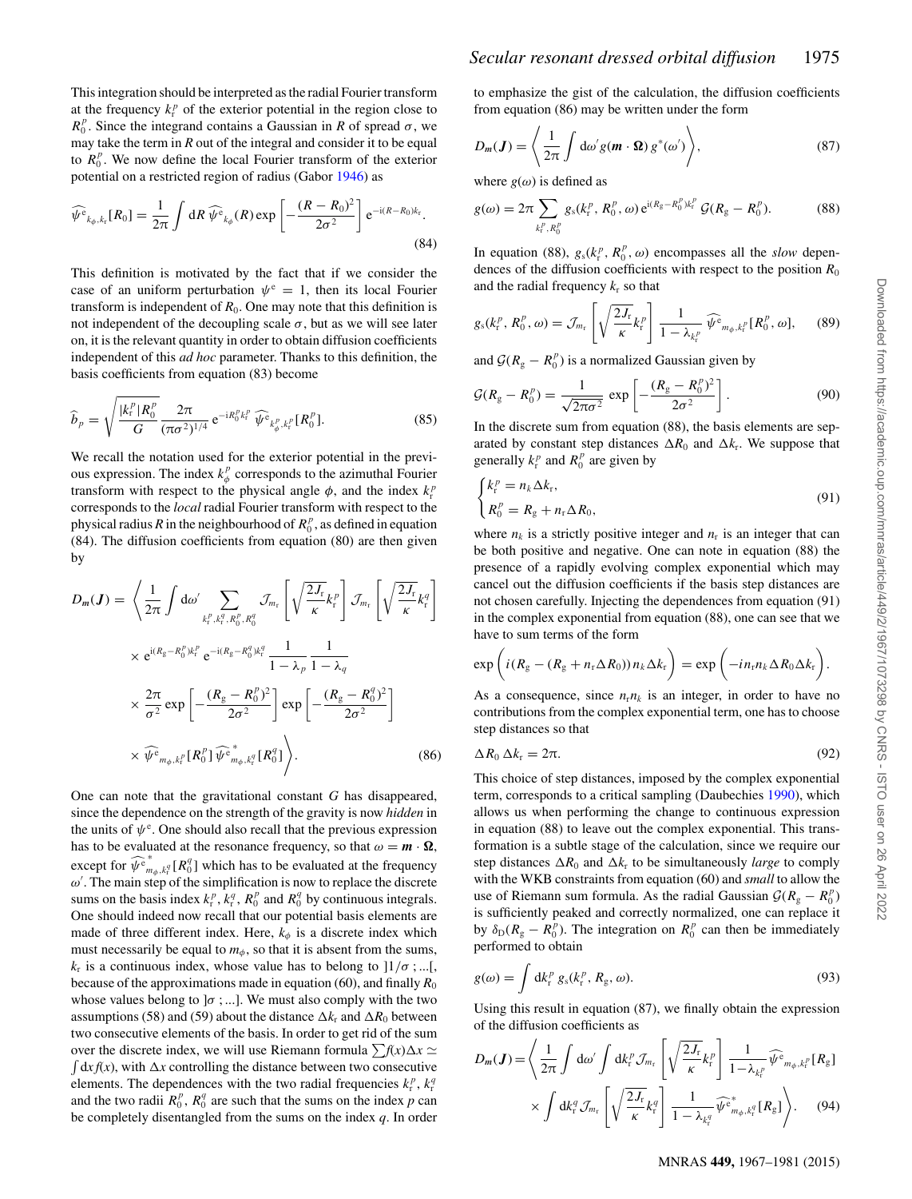This integration should be interpreted as the radial Fourier transform at the frequency $k_r^p$ of the exterior potential in the region close to $R_0^p$. Since the integrand contains a Gaussian in $R$ of spread $\sigma$, we may take the term in $R$ out of the integral and consider it to be equal to $R_0^p$. We now define the local Fourier transform of the exterior potential on a restricted region of radius (Gabor 1946) as

$$\widehat{\psi^{\mathrm{e}}}_{k_\phi,k_r}[R_0] = \frac{1}{2\pi}\int \mathrm{d}R\, \widehat{\psi^{\mathrm{e}}}_{k_\phi}(R) \exp\left[-\frac{(R-R_0)^2}{2\sigma^2}\right] \mathrm{e}^{-\mathrm{i}(R-R_0)k_r}. \tag{84}$$

This definition is motivated by the fact that if we consider the case of an uniform perturbation $\psi^{\mathrm{e}} = 1$, then its local Fourier transform is independent of $R_0$. One may note that this definition is not independent of the decoupling scale $\sigma$, but as we will see later on, it is the relevant quantity in order to obtain diffusion coefficients independent of this *ad hoc* parameter. Thanks to this definition, the basis coefficients from equation (83) become

$$\widehat{b}_p = \sqrt{\frac{|k_r^p| R_0^p}{G}}\,\frac{2\pi}{(\pi\sigma^2)^{1/4}}\,\mathrm{e}^{-\mathrm{i}R_0^p k_r^p}\,\widehat{\psi^{\mathrm{e}}}_{k_\phi^p,k_r^p}[R_0^p]. \tag{85}$$

We recall the notation used for the exterior potential in the previous expression. The index $k_\phi^p$ corresponds to the azimuthal Fourier transform with respect to the physical angle $\phi$, and the index $k_r^p$ corresponds to the *local* radial Fourier transform with respect to the physical radius $R$ in the neighbourhood of $R_0^p$, as defined in equation (84). The diffusion coefficients from equation (80) are then given by

$$\begin{aligned}
D_{\boldsymbol{m}}(\boldsymbol{J}) = \Bigg\langle &\frac{1}{2\pi}\int \mathrm{d}\omega' \sum_{k_r^p,k_r^q,R_0^p,R_0^q} \mathcal{J}_{m_r}\left[\sqrt{\frac{2J_r}{\kappa}}k_r^p\right]\mathcal{J}_{m_r}\left[\sqrt{\frac{2J_r}{\kappa}}k_r^q\right] \\
&\times \mathrm{e}^{\mathrm{i}(R_g-R_0^p)k_r^p}\,\mathrm{e}^{-\mathrm{i}(R_g-R_0^q)k_r^q}\,\frac{1}{1-\lambda_p}\,\frac{1}{1-\lambda_q} \\
&\times \frac{2\pi}{\sigma^2}\exp\left[-\frac{(R_g-R_0^p)^2}{2\sigma^2}\right]\exp\left[-\frac{(R_g-R_0^q)^2}{2\sigma^2}\right] \\
&\times \widehat{\psi^{\mathrm{e}}}_{m_\phi,k_r^p}[R_0^p]\,\widehat{\psi^{\mathrm{e}}}^{\,*}_{m_\phi,k_r^q}[R_0^q]\Bigg\rangle.
\end{aligned} \tag{86}$$

One can note that the gravitational constant $G$ has disappeared, since the dependence on the strength of the gravity is now *hidden* in the units of $\psi^{\mathrm{e}}$. One should also recall that the previous expression has to be evaluated at the resonance frequency, so that $\omega = \boldsymbol{m}\cdot\boldsymbol{\Omega}$, except for $\widehat{\psi^{\mathrm{e}}}^{\,*}_{m_\phi,k_r^q}[R_0^q]$ which has to be evaluated at the frequency $\omega'$. The main step of the simplification is now to replace the discrete sums on the basis index $k_r^p$, $k_r^q$, $R_0^p$ and $R_0^q$ by continuous integrals. One should indeed now recall that our potential basis elements are made of three different index. Here, $k_\phi$ is a discrete index which must necessarily be equal to $m_\phi$, so that it is absent from the sums, $k_r$ is a continuous index, whose value has to belong to $]1/\sigma\,;...[$, because of the approximations made in equation (60), and finally $R_0$ whose values belong to $]\sigma\,;...]$. We must also comply with the two assumptions (58) and (59) about the distance $\Delta k_r$ and $\Delta R_0$ between two consecutive elements of the basis. In order to get rid of the sum over the discrete index, we will use Riemann formula $\sum f(x)\Delta x \simeq \int \mathrm{d}x f(x)$, with $\Delta x$ controlling the distance between two consecutive elements. The dependences with the two radial frequencies $k_r^p$, $k_r^q$ and the two radii $R_0^p$, $R_0^q$ are such that the sums on the index $p$ can be completely disentangled from the sums on the index $q$. In order to emphasize the gist of the calculation, the diffusion coefficients from equation (86) may be written under the form

$$D_{\boldsymbol{m}}(\boldsymbol{J}) = \left\langle \frac{1}{2\pi}\int \mathrm{d}\omega'\, g(\boldsymbol{m}\cdot\boldsymbol{\Omega})\, g^*(\omega')\right\rangle, \tag{87}$$

where $g(\omega)$ is defined as

$$g(\omega) = 2\pi \sum_{k_r^p,R_0^p} g_s(k_r^p,R_0^p,\omega)\,\mathrm{e}^{\mathrm{i}(R_g-R_0^p)k_r^p}\,\mathcal{G}(R_g-R_0^p). \tag{88}$$

In equation (88), $g_s(k_r^p,R_0^p,\omega)$ encompasses all the *slow* dependences of the diffusion coefficients with respect to the position $R_0$ and the radial frequency $k_r$ so that

$$g_s(k_r^p,R_0^p,\omega) = \mathcal{J}_{m_r}\left[\sqrt{\frac{2J_r}{\kappa}}k_r^p\right]\frac{1}{1-\lambda_{k_r^p}}\,\widehat{\psi^{\mathrm{e}}}_{m_\phi,k_r^p}[R_0^p,\omega], \tag{89}$$

and $\mathcal{G}(R_g-R_0^p)$ is a normalized Gaussian given by

$$\mathcal{G}(R_g-R_0^p) = \frac{1}{\sqrt{2\pi\sigma^2}}\exp\left[-\frac{(R_g-R_0^p)^2}{2\sigma^2}\right]. \tag{90}$$

In the discrete sum from equation (88), the basis elements are separated by constant step distances $\Delta R_0$ and $\Delta k_r$. We suppose that generally $k_r^p$ and $R_0^p$ are given by

$$\begin{cases} k_r^p = n_k\Delta k_r, \\ R_0^p = R_g + n_r\Delta R_0, \end{cases} \tag{91}$$

where $n_k$ is a strictly positive integer and $n_r$ is an integer that can be both positive and negative. One can note in equation (88) the presence of a rapidly evolving complex exponential which may cancel out the diffusion coefficients if the basis step distances are not chosen carefully. Injecting the dependences from equation (91) in the complex exponential from equation (88), one can see that we have to sum terms of the form

$$\exp\Big(i(R_g-(R_g+n_r\Delta R_0))\,n_k\Delta k_r\Big) = \exp\Big(-in_rn_k\Delta R_0\Delta k_r\Big).$$

As a consequence, since $n_rn_k$ is an integer, in order to have no contributions from the complex exponential term, one has to choose step distances so that

$$\Delta R_0\,\Delta k_r = 2\pi. \tag{92}$$

This choice of step distances, imposed by the complex exponential term, corresponds to a critical sampling (Daubechies 1990), which allows us when performing the change to continuous expression in equation (88) to leave out the complex exponential. This transformation is a subtle stage of the calculation, since we require our step distances $\Delta R_0$ and $\Delta k_r$ to be simultaneously *large* to comply with the WKB constraints from equation (60) and *small* to allow the use of Riemann sum formula. As the radial Gaussian $\mathcal{G}(R_g-R_0^p)$ is sufficiently peaked and correctly normalized, one can replace it by $\delta_{\mathrm{D}}(R_g-R_0^p)$. The integration on $R_0^p$ can then be immediately performed to obtain

$$g(\omega) = \int \mathrm{d}k_r^p\, g_s(k_r^p,R_g,\omega). \tag{93}$$

Using this result in equation (87), we finally obtain the expression of the diffusion coefficients as

$$\begin{aligned}
D_{\boldsymbol{m}}(\boldsymbol{J}) = \Bigg\langle &\frac{1}{2\pi}\int \mathrm{d}\omega' \int \mathrm{d}k_r^p\,\mathcal{J}_{m_r}\left[\sqrt{\frac{2J_r}{\kappa}}k_r^p\right]\frac{1}{1-\lambda_{k_r^p}}\widehat{\psi^{\mathrm{e}}}_{m_\phi,k_r^p}[R_g] \\
&\times \int \mathrm{d}k_r^q\,\mathcal{J}_{m_r}\left[\sqrt{\frac{2J_r}{\kappa}}k_r^q\right]\frac{1}{1-\lambda_{k_r^q}}\widehat{\psi^{\mathrm{e}}}^{\,*}_{m_\phi,k_r^q}[R_g]\Bigg\rangle.
\end{aligned} \tag{94}$$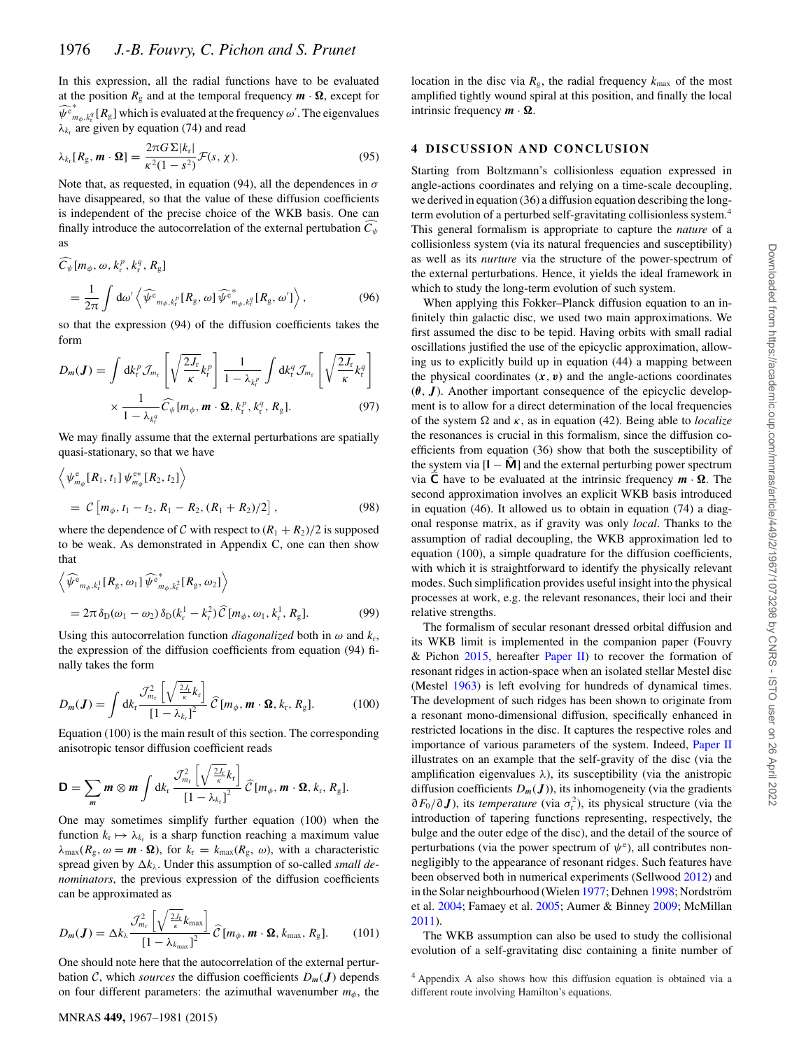In this expression, all the radial functions have to be evaluated at the position $R_{\rm g}$ and at the temporal frequency $\boldsymbol{m}\cdot\boldsymbol{\Omega}$, except for $\widehat{\psi^{\rm e}}^{*}_{m_\phi,k_{\rm r}^q}[R_{\rm g}]$ which is evaluated at the frequency $\omega'$. The eigenvalues $\lambda_{k_{\rm r}}$ are given by equation (74) and read

$$\lambda_{k_{\rm r}}[R_{\rm g},\boldsymbol{m}\cdot\boldsymbol{\Omega}]=\frac{2\pi G\Sigma|k_{\rm r}|}{\kappa^2(1-s^2)}\mathcal{F}(s,\chi). \tag{95}$$

Note that, as requested, in equation (94), all the dependences in $\sigma$ have disappeared, so that the value of these diffusion coefficients is independent of the precise choice of the WKB basis. One can finally introduce the autocorrelation of the external pertubation $\widehat{C_\psi}$ as

$$\widehat{C_\psi}[m_\phi,\omega,k_{\rm r}^p,k_{\rm r}^q,R_{\rm g}]$$
$$=\frac{1}{2\pi}\int {\rm d}\omega'\left\langle \widehat{\psi^{\rm e}}_{m_\phi,k_{\rm r}^p}[R_{\rm g},\omega]\,\widehat{\psi^{\rm e}}^{*}_{m_\phi,k_{\rm r}^q}[R_{\rm g},\omega']\right\rangle, \tag{96}$$

so that the expression (94) of the diffusion coefficients takes the form

$$D_{\boldsymbol{m}}(\boldsymbol{J})=\int {\rm d}k_{\rm r}^p\,\mathcal{J}_{m_{\rm r}}\left[\sqrt{\frac{2J_{\rm r}}{\kappa}}k_{\rm r}^p\right]\frac{1}{1-\lambda_{k_{\rm r}^p}}\int {\rm d}k_{\rm r}^q\,\mathcal{J}_{m_{\rm r}}\left[\sqrt{\frac{2J_{\rm r}}{\kappa}}k_{\rm r}^q\right]$$
$$\times\frac{1}{1-\lambda_{k_{\rm r}^q}}\widehat{C_\psi}[m_\phi,\boldsymbol{m}\cdot\boldsymbol{\Omega},k_{\rm r}^p,k_{\rm r}^q,R_{\rm g}]. \tag{97}$$

We may finally assume that the external perturbations are spatially quasi-stationary, so that we have

$$\left\langle \psi^{\rm e}_{m_\phi}[R_1,t_1]\,\psi^{\rm e*}_{m_\phi}[R_2,t_2]\right\rangle$$
$$=\mathcal{C}\left[m_\phi,t_1-t_2,R_1-R_2,(R_1+R_2)/2\right], \tag{98}$$

where the dependence of $\mathcal{C}$ with respect to $(R_1+R_2)/2$ is supposed to be weak. As demonstrated in Appendix C, one can then show that

$$\left\langle \widehat{\psi^{\rm e}}_{m_\phi,k_{\rm r}^1}[R_{\rm g},\omega_1]\,\widehat{\psi^{\rm e}}^{*}_{m_\phi,k_{\rm r}^2}[R_{\rm g},\omega_2]\right\rangle$$
$$=2\pi\,\delta_{\rm D}(\omega_1-\omega_2)\,\delta_{\rm D}(k_{\rm r}^1-k_{\rm r}^2)\,\widehat{\mathcal{C}}[m_\phi,\omega_1,k_{\rm r}^1,R_{\rm g}]. \tag{99}$$

Using this autocorrelation function *diagonalized* both in $\omega$ and $k_{\rm r}$, the expression of the diffusion coefficients from equation (94) finally takes the form

$$D_{\boldsymbol{m}}(\boldsymbol{J})=\int {\rm d}k_{\rm r}\frac{\mathcal{J}_{m_{\rm r}}^2\left[\sqrt{\frac{2J_{\rm r}}{\kappa}}k_{\rm r}\right]}{[1-\lambda_{k_{\rm r}}]^2}\,\widehat{\mathcal{C}}[m_\phi,\boldsymbol{m}\cdot\boldsymbol{\Omega},k_{\rm r},R_{\rm g}]. \tag{100}$$

Equation (100) is the main result of this section. The corresponding anisotropic tensor diffusion coefficient reads

$$\mathbf{D}=\sum_{\boldsymbol{m}}\boldsymbol{m}\otimes\boldsymbol{m}\int {\rm d}k_{\rm r}\frac{\mathcal{J}_{m_{\rm r}}^2\left[\sqrt{\frac{2J_{\rm r}}{\kappa}}k_{\rm r}\right]}{[1-\lambda_{k_{\rm r}}]^2}\,\widehat{\mathcal{C}}[m_\phi,\boldsymbol{m}\cdot\boldsymbol{\Omega},k_{\rm r},R_{\rm g}].$$

One may sometimes simplify further equation (100) when the function $k_{\rm r}\mapsto\lambda_{k_{\rm r}}$ is a sharp function reaching a maximum value $\lambda_{\rm max}(R_{\rm g},\omega=\boldsymbol{m}\cdot\boldsymbol{\Omega})$, for $k_{\rm r}=k_{\rm max}(R_{\rm g},\omega)$, with a characteristic spread given by $\Delta k_\lambda$. Under this assumption of so-called *small denominators*, the previous expression of the diffusion coefficients can be approximated as

$$D_{\boldsymbol{m}}(\boldsymbol{J})=\Delta k_\lambda\frac{\mathcal{J}_{m_{\rm r}}^2\left[\sqrt{\frac{2J_{\rm r}}{\kappa}}k_{\rm max}\right]}{[1-\lambda_{k_{\rm max}}]^2}\,\widehat{\mathcal{C}}[m_\phi,\boldsymbol{m}\cdot\boldsymbol{\Omega},k_{\rm max},R_{\rm g}]. \tag{101}$$

One should note here that the autocorrelation of the external perturbation $\mathcal{C}$, which *sources* the diffusion coefficients $D_{\boldsymbol{m}}(\boldsymbol{J})$ depends on four different parameters: the azimuthal wavenumber $m_\phi$, the location in the disc via $R_{\rm g}$, the radial frequency $k_{\rm max}$ of the most amplified tightly wound spiral at this position, and finally the local intrinsic frequency $\boldsymbol{m}\cdot\boldsymbol{\Omega}$.

## 4 DISCUSSION AND CONCLUSION

Starting from Boltzmann's collisionless equation expressed in angle-actions coordinates and relying on a time-scale decoupling, we derived in equation (36) a diffusion equation describing the long-term evolution of a perturbed self-gravitating collisionless system.[4] This general formalism is appropriate to capture the *nature* of a collisionless system (via its natural frequencies and susceptibility) as well as its *nurture* via the structure of the power-spectrum of the external perturbations. Hence, it yields the ideal framework in which to study the long-term evolution of such system.

When applying this Fokker–Planck diffusion equation to an infinitely thin galactic disc, we used two main approximations. We first assumed the disc to be tepid. Having orbits with small radial oscillations justified the use of the epicyclic approximation, allowing us to explicitly build up in equation (44) a mapping between the physical coordinates $(\boldsymbol{x},\boldsymbol{v})$ and the angle-actions coordinates $(\boldsymbol{\theta},\boldsymbol{J})$. Another important consequence of the epicyclic development is to allow for a direct determination of the local frequencies of the system $\Omega$ and $\kappa$, as in equation (42). Being able to *localize* the resonances is crucial in this formalism, since the diffusion coefficients from equation (36) show that both the susceptibility of the system via $[\mathbf{I}-\widehat{\mathbf{M}}]$ and the external perturbing power spectrum via $\widehat{\mathbf{C}}$ have to be evaluated at the intrinsic frequency $\boldsymbol{m}\cdot\boldsymbol{\Omega}$. The second approximation involves an explicit WKB basis introduced in equation (46). It allowed us to obtain in equation (74) a diagonal response matrix, as if gravity was only *local*. Thanks to the assumption of radial decoupling, the WKB approximation led to equation (100), a simple quadrature for the diffusion coefficients, with which it is straightforward to identify the physically relevant modes. Such simplification provides useful insight into the physical processes at work, e.g. the relevant resonances, their loci and their relative strengths.

The formalism of secular resonant dressed orbital diffusion and its WKB limit is implemented in the companion paper (Fouvry & Pichon 2015, hereafter Paper II) to recover the formation of resonant ridges in action-space when an isolated stellar Mestel disc (Mestel 1963) is left evolving for hundreds of dynamical times. The development of such ridges has been shown to originate from a resonant mono-dimensional diffusion, specifically enhanced in restricted locations in the disc. It captures the respective roles and importance of various parameters of the system. Indeed, Paper II illustrates on an example that the self-gravity of the disc (via the amplification eigenvalues $\lambda$), its susceptibility (via the anistropic diffusion coefficients $D_{\boldsymbol{m}}(\boldsymbol{J})$), its inhomogeneity (via the gradients $\partial F_0/\partial\boldsymbol{J}$), its *temperature* (via $\sigma_{\rm r}^2$), its physical structure (via the introduction of tapering functions representing, respectively, the bulge and the outer edge of the disc), and the detail of the source of perturbations (via the power spectrum of $\psi^{\rm e}$), all contributes non-negligibly to the appearance of resonant ridges. Such features have been observed both in numerical experiments (Sellwood 2012) and in the Solar neighbourhood (Wielen 1977; Dehnen 1998; Nordström et al. 2004; Famaey et al. 2005; Aumer & Binney 2009; McMillan 2011).

The WKB assumption can also be used to study the collisional evolution of a self-gravitating disc containing a finite number of

[4] Appendix A also shows how this diffusion equation is obtained via a different route involving Hamilton's equations.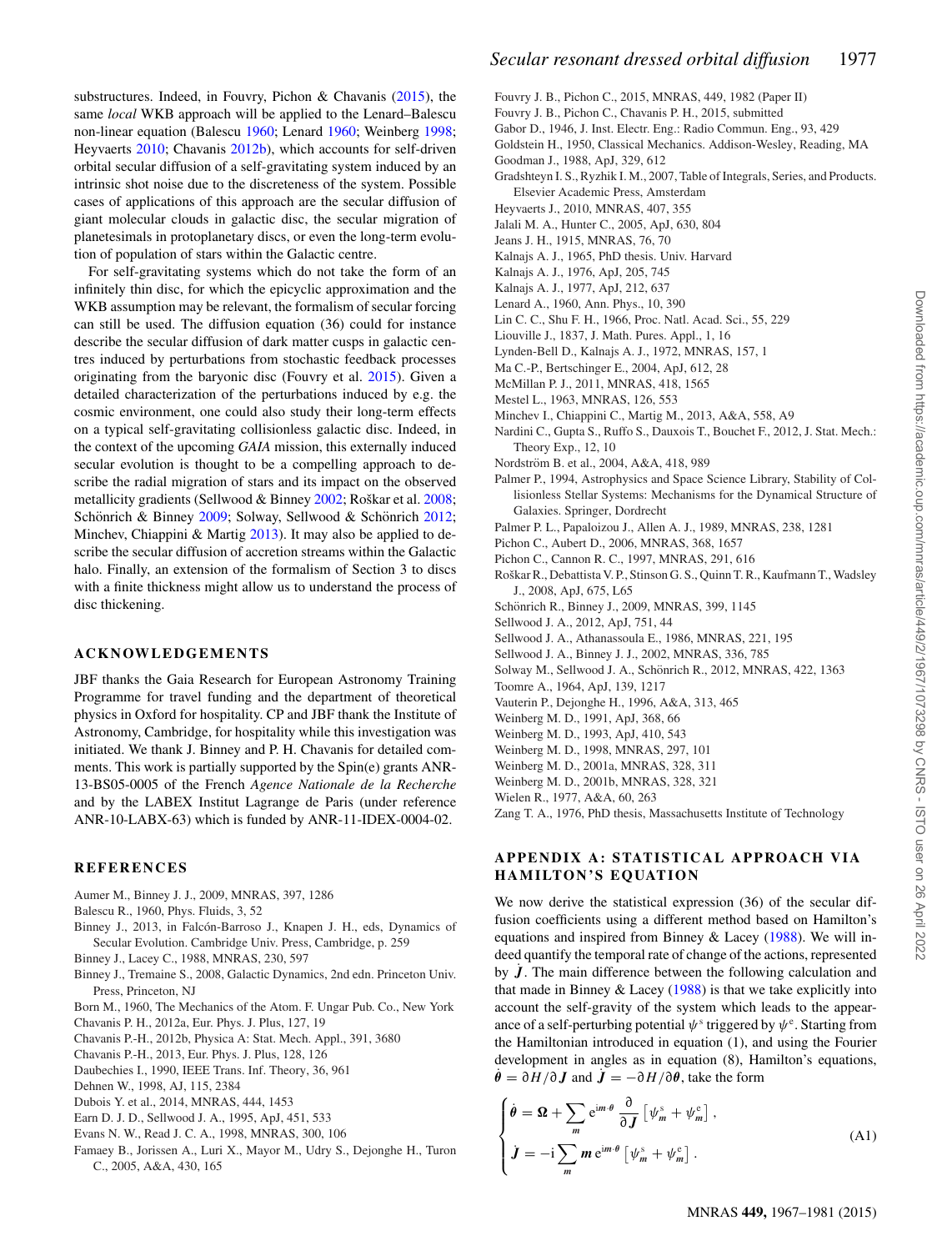substructures. Indeed, in Fouvry, Pichon & Chavanis (2015), the same *local* WKB approach will be applied to the Lenard–Balescu non-linear equation (Balescu 1960; Lenard 1960; Weinberg 1998; Heyvaerts 2010; Chavanis 2012b), which accounts for self-driven orbital secular diffusion of a self-gravitating system induced by an intrinsic shot noise due to the discreteness of the system. Possible cases of applications of this approach are the secular diffusion of giant molecular clouds in galactic disc, the secular migration of planetesimals in protoplanetary discs, or even the long-term evolution of population of stars within the Galactic centre.

For self-gravitating systems which do not take the form of an infinitely thin disc, for which the epicyclic approximation and the WKB assumption may be relevant, the formalism of secular forcing can still be used. The diffusion equation (36) could for instance describe the secular diffusion of dark matter cusps in galactic centres induced by perturbations from stochastic feedback processes originating from the baryonic disc (Fouvry et al. 2015). Given a detailed characterization of the perturbations induced by e.g. the cosmic environment, one could also study their long-term effects on a typical self-gravitating collisionless galactic disc. Indeed, in the context of the upcoming *GAIA* mission, this externally induced secular evolution is thought to be a compelling approach to describe the radial migration of stars and its impact on the observed metallicity gradients (Sellwood & Binney 2002; Roškar et al. 2008; Schönrich & Binney 2009; Solway, Sellwood & Schönrich 2012; Minchev, Chiappini & Martig 2013). It may also be applied to describe the secular diffusion of accretion streams within the Galactic halo. Finally, an extension of the formalism of Section 3 to discs with a finite thickness might allow us to understand the process of disc thickening.

## ACKNOWLEDGEMENTS

JBF thanks the Gaia Research for European Astronomy Training Programme for travel funding and the department of theoretical physics in Oxford for hospitality. CP and JBF thank the Institute of Astronomy, Cambridge, for hospitality while this investigation was initiated. We thank J. Binney and P. H. Chavanis for detailed comments. This work is partially supported by the Spin(e) grants ANR-13-BS05-0005 of the French *Agence Nationale de la Recherche* and by the LABEX Institut Lagrange de Paris (under reference ANR-10-LABX-63) which is funded by ANR-11-IDEX-0004-02.

## REFERENCES

Aumer M., Binney J. J., 2009, MNRAS, 397, 1286
Balescu R., 1960, Phys. Fluids, 3, 52
Binney J., 2013, in Falcón-Barroso J., Knapen J. H., eds, Dynamics of Secular Evolution. Cambridge Univ. Press, Cambridge, p. 259
Binney J., Lacey C., 1988, MNRAS, 230, 597
Binney J., Tremaine S., 2008, Galactic Dynamics, 2nd edn. Princeton Univ. Press, Princeton, NJ
Born M., 1960, The Mechanics of the Atom. F. Ungar Pub. Co., New York
Chavanis P. H., 2012a, Eur. Phys. J. Plus, 127, 19
Chavanis P.-H., 2012b, Physica A: Stat. Mech. Appl., 391, 3680
Chavanis P.-H., 2013, Eur. Phys. J. Plus, 128, 126
Daubechies I., 1990, IEEE Trans. Inf. Theory, 36, 961
Dehnen W., 1998, AJ, 115, 2384
Dubois Y. et al., 2014, MNRAS, 444, 1453
Earn D. J. D., Sellwood J. A., 1995, ApJ, 451, 533
Evans N. W., Read J. C. A., 1998, MNRAS, 300, 106
Famaey B., Jorissen A., Luri X., Mayor M., Udry S., Dejonghe H., Turon C., 2005, A&A, 430, 165
Fouvry J. B., Pichon C., 2015, MNRAS, 449, 1982 (Paper II)
Fouvry J. B., Pichon C., Chavanis P. H., 2015, submitted
Gabor D., 1946, J. Inst. Electr. Eng.: Radio Commun. Eng., 93, 429
Goldstein H., 1950, Classical Mechanics. Addison-Wesley, Reading, MA
Goodman J., 1988, ApJ, 329, 612
Gradshteyn I. S., Ryzhik I. M., 2007, Table of Integrals, Series, and Products. Elsevier Academic Press, Amsterdam
Heyvaerts J., 2010, MNRAS, 407, 355
Jalali M. A., Hunter C., 2005, ApJ, 630, 804
Jeans J. H., 1915, MNRAS, 76, 70
Kalnajs A. J., 1965, PhD thesis. Univ. Harvard
Kalnajs A. J., 1976, ApJ, 205, 745
Kalnajs A. J., 1977, ApJ, 212, 637
Lenard A., 1960, Ann. Phys., 10, 390
Lin C. C., Shu F. H., 1966, Proc. Natl. Acad. Sci., 55, 229
Liouville J., 1837, J. Math. Pures. Appl., 1, 16
Lynden-Bell D., Kalnajs A. J., 1972, MNRAS, 157, 1
Ma C.-P., Bertschinger E., 2004, ApJ, 612, 28
McMillan P. J., 2011, MNRAS, 418, 1565
Mestel L., 1963, MNRAS, 126, 553
Minchev I., Chiappini C., Martig M., 2013, A&A, 558, A9
Nardini C., Gupta S., Ruffo S., Dauxois T., Bouchet F., 2012, J. Stat. Mech.: Theory Exp., 12, 10
Nordström B. et al., 2004, A&A, 418, 989
Palmer P., 1994, Astrophysics and Space Science Library, Stability of Collisionless Stellar Systems: Mechanisms for the Dynamical Structure of Galaxies. Springer, Dordrecht
Palmer P. L., Papaloizou J., Allen A. J., 1989, MNRAS, 238, 1281
Pichon C., Aubert D., 2006, MNRAS, 368, 1657
Pichon C., Cannon R. C., 1997, MNRAS, 291, 616
Roškar R., Debattista V. P., Stinson G. S., Quinn T. R., Kaufmann T., Wadsley J., 2008, ApJ, 675, L65
Schönrich R., Binney J., 2009, MNRAS, 399, 1145
Sellwood J. A., 2012, ApJ, 751, 44
Sellwood J. A., Athanassoula E., 1986, MNRAS, 221, 195
Sellwood J. A., Binney J. J., 2002, MNRAS, 336, 785
Solway M., Sellwood J. A., Schönrich R., 2012, MNRAS, 422, 1363
Toomre A., 1964, ApJ, 139, 1217
Vauterin P., Dejonghe H., 1996, A&A, 313, 465
Weinberg M. D., 1991, ApJ, 368, 66
Weinberg M. D., 1993, ApJ, 410, 543
Weinberg M. D., 1998, MNRAS, 297, 101
Weinberg M. D., 2001a, MNRAS, 328, 311
Weinberg M. D., 2001b, MNRAS, 328, 321
Wielen R., 1977, A&A, 60, 263
Zang T. A., 1976, PhD thesis, Massachusetts Institute of Technology

## APPENDIX A: STATISTICAL APPROACH VIA HAMILTON'S EQUATION

We now derive the statistical expression (36) of the secular diffusion coefficients using a different method based on Hamilton's equations and inspired from Binney & Lacey (1988). We will indeed quantify the temporal rate of change of the actions, represented by $\dot{\boldsymbol{J}}$. The main difference between the following calculation and that made in Binney & Lacey (1988) is that we take explicitly into account the self-gravity of the system which leads to the appearance of a self-perturbing potential $\psi^{\mathrm{s}}$ triggered by $\psi^{\mathrm{e}}$. Starting from the Hamiltonian introduced in equation (1), and using the Fourier development in angles as in equation (8), Hamilton's equations, $\dot{\boldsymbol{\theta}} = \partial H / \partial \boldsymbol{J}$ and $\dot{\boldsymbol{J}} = -\partial H / \partial \boldsymbol{\theta}$, take the form

$$
\begin{cases}
\dot{\boldsymbol{\theta}} = \boldsymbol{\Omega} + \displaystyle\sum_{\boldsymbol{m}} \mathrm{e}^{\mathrm{i}\boldsymbol{m}\cdot\boldsymbol{\theta}} \frac{\partial}{\partial \boldsymbol{J}} \left[ \psi_{\boldsymbol{m}}^{\mathrm{s}} + \psi_{\boldsymbol{m}}^{\mathrm{e}} \right] , \\
\dot{\boldsymbol{J}} = -\mathrm{i} \displaystyle\sum_{\boldsymbol{m}} \boldsymbol{m} \, \mathrm{e}^{\mathrm{i}\boldsymbol{m}\cdot\boldsymbol{\theta}} \left[ \psi_{\boldsymbol{m}}^{\mathrm{s}} + \psi_{\boldsymbol{m}}^{\mathrm{e}} \right] .
\end{cases}
\tag{A1}
$$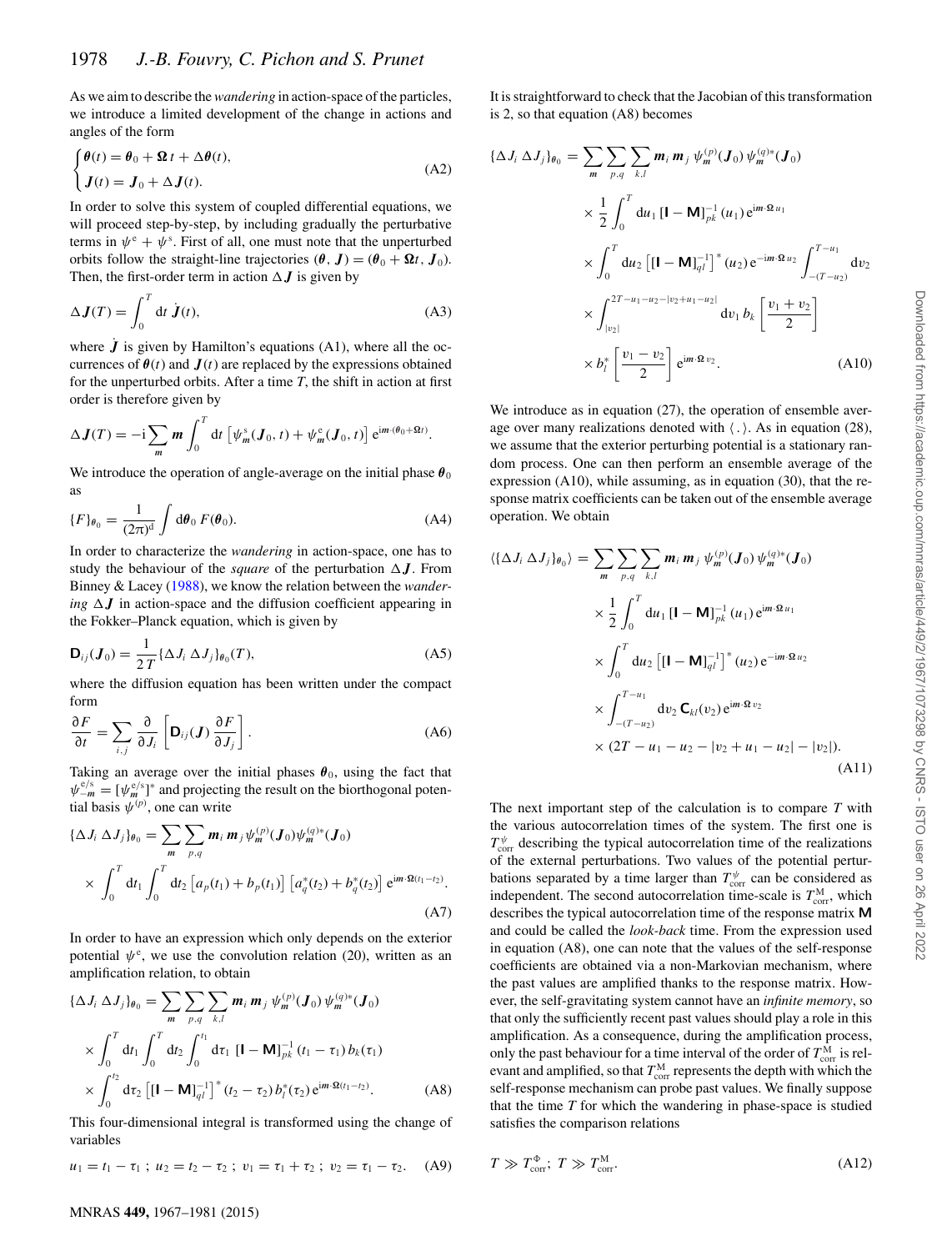As we aim to describe the *wandering* in action-space of the particles, we introduce a limited development of the change in actions and angles of the form

$$
\begin{cases} \boldsymbol{\theta}(t) = \boldsymbol{\theta}_0 + \boldsymbol{\Omega}\, t + \Delta\boldsymbol{\theta}(t), \\ \boldsymbol{J}(t) = \boldsymbol{J}_0 + \Delta\boldsymbol{J}(t). \end{cases} \tag{A2}
$$

In order to solve this system of coupled differential equations, we will proceed step-by-step, by including gradually the perturbative terms in $\psi^{\mathrm{e}} + \psi^{\mathrm{s}}$. First of all, one must note that the unperturbed orbits follow the straight-line trajectories $(\boldsymbol{\theta}, \boldsymbol{J}) = (\boldsymbol{\theta}_0 + \boldsymbol{\Omega} t, \boldsymbol{J}_0)$. Then, the first-order term in action $\Delta\boldsymbol{J}$ is given by

$$
\Delta\boldsymbol{J}(T) = \int_0^T \mathrm{d}t\; \dot{\boldsymbol{J}}(t), \tag{A3}
$$

where $\dot{\boldsymbol{J}}$ is given by Hamilton's equations (A1), where all the occurrences of $\boldsymbol{\theta}(t)$ and $\boldsymbol{J}(t)$ are replaced by the expressions obtained for the unperturbed orbits. After a time $T$, the shift in action at first order is therefore given by

$$
\Delta\boldsymbol{J}(T) = -\mathrm{i}\sum_{\boldsymbol{m}} \boldsymbol{m} \int_0^T \mathrm{d}t\, \left[\psi_{\boldsymbol{m}}^{\mathrm{s}}(\boldsymbol{J}_0, t) + \psi_{\boldsymbol{m}}^{\mathrm{e}}(\boldsymbol{J}_0, t)\right] \mathrm{e}^{\mathrm{i}\boldsymbol{m}\cdot(\boldsymbol{\theta}_0 + \boldsymbol{\Omega} t)}.
$$

We introduce the operation of angle-average on the initial phase $\boldsymbol{\theta}_0$ as

$$
\{F\}_{\boldsymbol{\theta}_0} = \frac{1}{(2\pi)^{\mathrm{d}}} \int \mathrm{d}\boldsymbol{\theta}_0\, F(\boldsymbol{\theta}_0). \tag{A4}
$$

In order to characterize the *wandering* in action-space, one has to study the behaviour of the *square* of the perturbation $\Delta\boldsymbol{J}$. From Binney & Lacey (1988), we know the relation between the *wandering* $\Delta\boldsymbol{J}$ in action-space and the diffusion coefficient appearing in the Fokker–Planck equation, which is given by

$$
\mathbf{D}_{ij}(\boldsymbol{J}_0) = \frac{1}{2\,T} \{\Delta J_i\, \Delta J_j\}_{\boldsymbol{\theta}_0}(T), \tag{A5}
$$

where the diffusion equation has been written under the compact form

$$
\frac{\partial F}{\partial t} = \sum_{i,j} \frac{\partial}{\partial J_i} \left[\mathbf{D}_{ij}(\boldsymbol{J})\, \frac{\partial F}{\partial J_j}\right]. \tag{A6}
$$

Taking an average over the initial phases $\boldsymbol{\theta}_0$, using the fact that $\psi_{-\boldsymbol{m}}^{\mathrm{e/s}} = [\psi_{\boldsymbol{m}}^{\mathrm{e/s}}]^*$ and projecting the result on the biorthogonal potential basis $\psi^{(p)}$, one can write

$$
\begin{aligned}
\{\Delta J_i\, \Delta J_j\}_{\boldsymbol{\theta}_0} &= \sum_{\boldsymbol{m}} \sum_{p,q} \boldsymbol{m}_i\, \boldsymbol{m}_j\, \psi_{\boldsymbol{m}}^{(p)}(\boldsymbol{J}_0) \psi_{\boldsymbol{m}}^{(q)*}(\boldsymbol{J}_0) \\
&\times \int_0^T \mathrm{d}t_1 \int_0^T \mathrm{d}t_2 \left[a_p(t_1) + b_p(t_1)\right] \left[a_q^*(t_2) + b_q^*(t_2)\right] \mathrm{e}^{\mathrm{i}\boldsymbol{m}\cdot\boldsymbol{\Omega}(t_1 - t_2)}.
\end{aligned} \tag{A7}
$$

In order to have an expression which only depends on the exterior potential $\psi^{\mathrm{e}}$, we use the convolution relation (20), written as an amplification relation, to obtain

$$
\begin{aligned}
\{\Delta J_i\, \Delta J_j\}_{\boldsymbol{\theta}_0} &= \sum_{\boldsymbol{m}} \sum_{p,q} \sum_{k,l} \boldsymbol{m}_i\, \boldsymbol{m}_j\, \psi_{\boldsymbol{m}}^{(p)}(\boldsymbol{J}_0)\, \psi_{\boldsymbol{m}}^{(q)*}(\boldsymbol{J}_0) \\
&\times \int_0^T \mathrm{d}t_1 \int_0^T \mathrm{d}t_2 \int_0^{t_1} \mathrm{d}\tau_1\, \left[\mathbf{I} - \mathbf{M}\right]_{pk}^{-1} (t_1 - \tau_1)\, b_k(\tau_1) \\
&\times \int_0^{t_2} \mathrm{d}\tau_2 \left[\left[\mathbf{I} - \mathbf{M}\right]_{ql}^{-1}\right]^* (t_2 - \tau_2)\, b_l^*(\tau_2)\, \mathrm{e}^{\mathrm{i}\boldsymbol{m}\cdot\boldsymbol{\Omega}(t_1 - t_2)}.
\end{aligned} \tag{A8}
$$

This four-dimensional integral is transformed using the change of variables

$$
u_1 = t_1 - \tau_1\ ;\ u_2 = t_2 - \tau_2\ ;\ v_1 = \tau_1 + \tau_2\ ;\ v_2 = \tau_1 - \tau_2. \tag{A9}
$$

It is straightforward to check that the Jacobian of this transformation is 2, so that equation (A8) becomes

$$
\begin{aligned}
\{\Delta J_i\, \Delta J_j\}_{\boldsymbol{\theta}_0} &= \sum_{\boldsymbol{m}} \sum_{p,q} \sum_{k,l} \boldsymbol{m}_i\, \boldsymbol{m}_j\, \psi_{\boldsymbol{m}}^{(p)}(\boldsymbol{J}_0)\, \psi_{\boldsymbol{m}}^{(q)*}(\boldsymbol{J}_0) \\
&\times \frac{1}{2} \int_0^T \mathrm{d}u_1\, \left[\mathbf{I} - \mathbf{M}\right]_{pk}^{-1} (u_1)\, \mathrm{e}^{\mathrm{i}\boldsymbol{m}\cdot\boldsymbol{\Omega}\, u_1} \\
&\times \int_0^T \mathrm{d}u_2 \left[\left[\mathbf{I} - \mathbf{M}\right]_{ql}^{-1}\right]^* (u_2)\, \mathrm{e}^{-\mathrm{i}\boldsymbol{m}\cdot\boldsymbol{\Omega}\, u_2} \int_{-(T-u_2)}^{T-u_1} \mathrm{d}v_2 \\
&\times \int_{|v_2|}^{2T - u_1 - u_2 - |v_2 + u_1 - u_2|} \mathrm{d}v_1\, b_k\left[\frac{v_1 + v_2}{2}\right] \\
&\times b_l^*\left[\frac{v_1 - v_2}{2}\right] \mathrm{e}^{\mathrm{i}\boldsymbol{m}\cdot\boldsymbol{\Omega}\, v_2}.
\end{aligned} \tag{A10}
$$

We introduce as in equation (27), the operation of ensemble average over many realizations denoted with $\langle\, .\, \rangle$. As in equation (28), we assume that the exterior perturbing potential is a stationary random process. One can then perform an ensemble average of the expression (A10), while assuming, as in equation (30), that the response matrix coefficients can be taken out of the ensemble average operation. We obtain

$$
\begin{aligned}
\langle\{\Delta J_i\, \Delta J_j\}_{\boldsymbol{\theta}_0}\rangle &= \sum_{\boldsymbol{m}} \sum_{p,q} \sum_{k,l} \boldsymbol{m}_i\, \boldsymbol{m}_j\, \psi_{\boldsymbol{m}}^{(p)}(\boldsymbol{J}_0)\, \psi_{\boldsymbol{m}}^{(q)*}(\boldsymbol{J}_0) \\
&\times \frac{1}{2} \int_0^T \mathrm{d}u_1\, \left[\mathbf{I} - \mathbf{M}\right]_{pk}^{-1} (u_1)\, \mathrm{e}^{\mathrm{i}\boldsymbol{m}\cdot\boldsymbol{\Omega}\, u_1} \\
&\times \int_0^T \mathrm{d}u_2 \left[\left[\mathbf{I} - \mathbf{M}\right]_{ql}^{-1}\right]^* (u_2)\, \mathrm{e}^{-\mathrm{i}\boldsymbol{m}\cdot\boldsymbol{\Omega}\, u_2} \\
&\times \int_{-(T-u_2)}^{T-u_1} \mathrm{d}v_2\, \mathbf{C}_{kl}(v_2)\, \mathrm{e}^{\mathrm{i}\boldsymbol{m}\cdot\boldsymbol{\Omega}\, v_2} \\
&\times (2T - u_1 - u_2 - |v_2 + u_1 - u_2| - |v_2|).
\end{aligned} \tag{A11}
$$

The next important step of the calculation is to compare $T$ with the various autocorrelation times of the system. The first one is $T_{\mathrm{corr}}^{\psi}$ describing the typical autocorrelation time of the realizations of the external perturbations. Two values of the potential perturbations separated by a time larger than $T_{\mathrm{corr}}^{\psi}$ can be considered as independent. The second autocorrelation time-scale is $T_{\mathrm{corr}}^{\mathrm{M}}$, which describes the typical autocorrelation time of the response matrix $\mathbf{M}$ and could be called the *look-back* time. From the expression used in equation (A8), one can note that the values of the self-response coefficients are obtained via a non-Markovian mechanism, where the past values are amplified thanks to the response matrix. However, the self-gravitating system cannot have an *infinite memory*, so that only the sufficiently recent past values should play a role in this amplification. As a consequence, during the amplification process, only the past behaviour for a time interval of the order of $T_{\mathrm{corr}}^{\mathrm{M}}$ is relevant and amplified, so that $T_{\mathrm{corr}}^{\mathrm{M}}$ represents the depth with which the self-response mechanism can probe past values. We finally suppose that the time $T$ for which the wandering in phase-space is studied satisfies the comparison relations

$$
T \gg T_{\mathrm{corr}}^{\Phi};\ T \gg T_{\mathrm{corr}}^{\mathrm{M}}. \tag{A12}
$$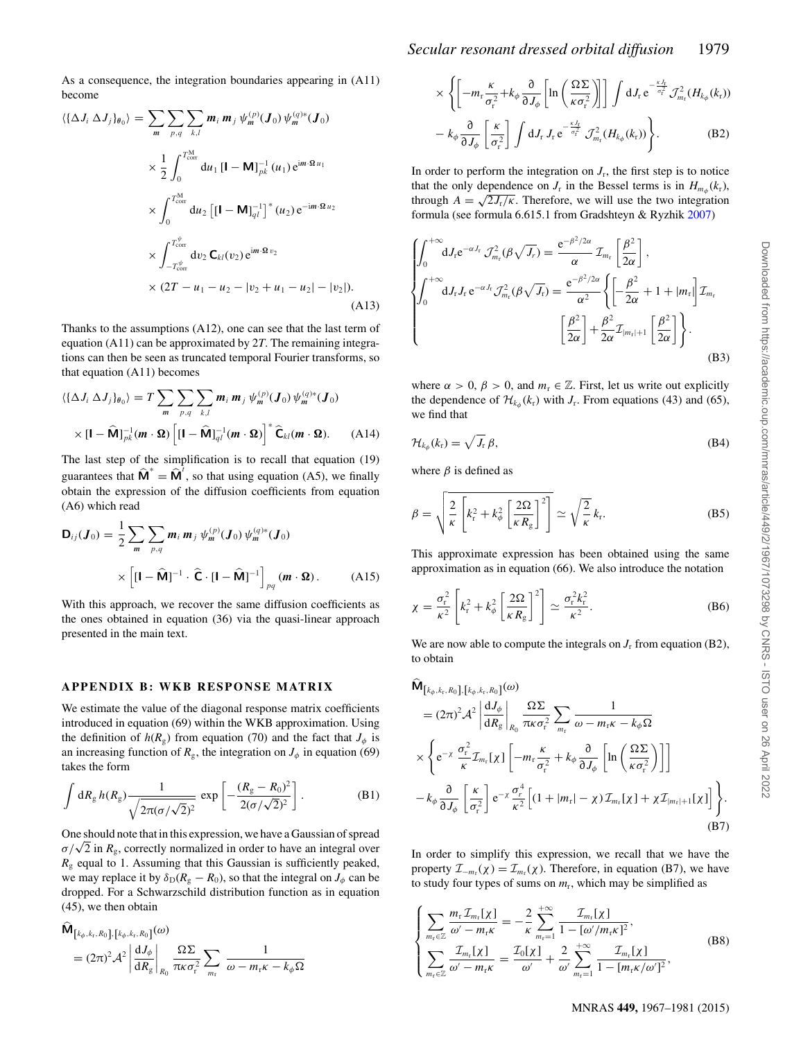As a consequence, the integration boundaries appearing in (A11) become

$$
\begin{aligned}
\langle\{\Delta J_i\, \Delta J_j\}_{\boldsymbol{\theta}_0}\rangle = & \sum_{\boldsymbol{m}} \sum_{p,q} \sum_{k,l} \boldsymbol{m}_i\, \boldsymbol{m}_j\, \psi^{(p)}_{\boldsymbol{m}}(\boldsymbol{J}_0)\, \psi^{(q)*}_{\boldsymbol{m}}(\boldsymbol{J}_0) \\
& \times \frac{1}{2} \int_0^{T^{\mathrm{M}}_{\mathrm{corr}}} \mathrm{d}u_1\, [\mathbf{I} - \mathbf{M}]^{-1}_{pk}(u_1)\, \mathrm{e}^{\mathrm{i}\boldsymbol{m}\cdot\boldsymbol{\Omega}\, u_1} \\
& \times \int_0^{T^{\mathrm{M}}_{\mathrm{corr}}} \mathrm{d}u_2 \left[[\mathbf{I} - \mathbf{M}]^{-1}_{ql}\right]^*(u_2)\, \mathrm{e}^{-\mathrm{i}\boldsymbol{m}\cdot\boldsymbol{\Omega}\, u_2} \\
& \times \int_{-T^{\psi}_{\mathrm{corr}}}^{T^{\psi}_{\mathrm{corr}}} \mathrm{d}v_2\, \mathbf{C}_{kl}(v_2)\, \mathrm{e}^{\mathrm{i}\boldsymbol{m}\cdot\boldsymbol{\Omega}\, v_2} \\
& \times (2T - u_1 - u_2 - |v_2 + u_1 - u_2| - |v_2|).
\end{aligned}
\tag{A13}
$$

Thanks to the assumptions (A12), one can see that the last term of equation (A11) can be approximated by $2T$. The remaining integrations can then be seen as truncated temporal Fourier transforms, so that equation (A11) becomes

$$
\begin{aligned}
\langle\{\Delta J_i\, \Delta J_j\}_{\boldsymbol{\theta}_0}\rangle = & \, T \sum_{\boldsymbol{m}} \sum_{p,q} \sum_{k,l} \boldsymbol{m}_i\, \boldsymbol{m}_j\, \psi^{(p)}_{\boldsymbol{m}}(\boldsymbol{J}_0)\, \psi^{(q)*}_{\boldsymbol{m}}(\boldsymbol{J}_0) \\
& \times [\mathbf{I} - \widehat{\mathbf{M}}]^{-1}_{pk}(\boldsymbol{m}\cdot\boldsymbol{\Omega}) \left[[\mathbf{I} - \widehat{\mathbf{M}}]^{-1}_{ql}(\boldsymbol{m}\cdot\boldsymbol{\Omega})\right]^* \widehat{\mathbf{C}}_{kl}(\boldsymbol{m}\cdot\boldsymbol{\Omega}).
\end{aligned}
\tag{A14}
$$

The last step of the simplification is to recall that equation (19) guarantees that $\widehat{\mathbf{M}}^* = \widehat{\mathbf{M}}^t$, so that using equation (A5), we finally obtain the expression of the diffusion coefficients from equation (A6) which read

$$
\begin{aligned}
\mathbf{D}_{ij}(\boldsymbol{J}_0) = & \frac{1}{2} \sum_{\boldsymbol{m}} \sum_{p,q} \boldsymbol{m}_i\, \boldsymbol{m}_j\, \psi^{(p)}_{\boldsymbol{m}}(\boldsymbol{J}_0)\, \psi^{(q)*}_{\boldsymbol{m}}(\boldsymbol{J}_0) \\
& \times \left[[\mathbf{I} - \widehat{\mathbf{M}}]^{-1} \cdot \widehat{\mathbf{C}} \cdot [\mathbf{I} - \widehat{\mathbf{M}}]^{-1}\right]_{pq} (\boldsymbol{m}\cdot\boldsymbol{\Omega}).
\end{aligned}
\tag{A15}
$$

With this approach, we recover the same diffusion coefficients as the ones obtained in equation (36) via the quasi-linear approach presented in the main text.

## APPENDIX B: WKB RESPONSE MATRIX

We estimate the value of the diagonal response matrix coefficients introduced in equation (69) within the WKB approximation. Using the definition of $h(R_{\mathrm{g}})$ from equation (70) and the fact that $J_\phi$ is an increasing function of $R_{\mathrm{g}}$, the integration on $J_\phi$ in equation (69) takes the form

$$
\int \mathrm{d}R_{\mathrm{g}}\, h(R_{\mathrm{g}}) \frac{1}{\sqrt{2\pi(\sigma/\sqrt{2})^2}}\, \exp\left[-\frac{(R_{\mathrm{g}} - R_0)^2}{2(\sigma/\sqrt{2})^2}\right]. \tag{B1}
$$

One should note that in this expression, we have a Gaussian of spread $\sigma/\sqrt{2}$ in $R_{\mathrm{g}}$, correctly normalized in order to have an integral over $R_{\mathrm{g}}$ equal to 1. Assuming that this Gaussian is sufficiently peaked, we may replace it by $\delta_{\mathrm{D}}(R_{\mathrm{g}} - R_0)$, so that the integral on $J_\phi$ can be dropped. For a Schwarzschild distribution function as in equation (45), we then obtain

$$
\begin{aligned}
& \widehat{\mathbf{M}}_{[k_\phi, k_{\mathrm{r}}, R_0], [k_\phi, k_{\mathrm{r}}, R_0]}(\omega) \\
& = (2\pi)^2 \mathcal{A}^2 \left|\frac{\mathrm{d}J_\phi}{\mathrm{d}R_{\mathrm{g}}}\right|_{R_0} \frac{\Omega\Sigma}{\pi\kappa\sigma_{\mathrm{r}}^2} \sum_{m_{\mathrm{r}}} \frac{1}{\omega - m_{\mathrm{r}}\kappa - k_\phi\Omega} \\
& \times \left\{\left[-m_{\mathrm{r}}\frac{\kappa}{\sigma_{\mathrm{r}}^2} + k_\phi \frac{\partial}{\partial J_\phi}\left[\ln\left(\frac{\Omega\Sigma}{\kappa\sigma_{\mathrm{r}}^2}\right)\right]\right] \int \mathrm{d}J_{\mathrm{r}}\, \mathrm{e}^{-\frac{\kappa J_{\mathrm{r}}}{\sigma_{\mathrm{r}}^2}} \mathcal{J}^2_{m_{\mathrm{r}}}(H_{k_\phi}(k_{\mathrm{r}}))\right. \\
& \left. - k_\phi \frac{\partial}{\partial J_\phi}\left[\frac{\kappa}{\sigma_{\mathrm{r}}^2}\right] \int \mathrm{d}J_{\mathrm{r}}\, J_{\mathrm{r}}\, \mathrm{e}^{-\frac{\kappa J_{\mathrm{r}}}{\sigma_{\mathrm{r}}^2}} \mathcal{J}^2_{m_{\mathrm{r}}}(H_{k_\phi}(k_{\mathrm{r}}))\right\}.
\end{aligned}
\tag{B2}
$$

In order to perform the integration on $J_{\mathrm{r}}$, the first step is to notice that the only dependence on $J_{\mathrm{r}}$ in the Bessel terms is in $H_{m_\phi}(k_{\mathrm{r}})$, through $A = \sqrt{2J_{\mathrm{r}}/\kappa}$. Therefore, we will use the two integration formula (see formula 6.615.1 from Gradshteyn & Ryzhik 2007)

$$
\begin{cases}
\displaystyle\int_0^{+\infty} \mathrm{d}J_{\mathrm{r}} \mathrm{e}^{-\alpha J_{\mathrm{r}}} \mathcal{J}^2_{m_{\mathrm{r}}}(\beta\sqrt{J_r}) = \frac{\mathrm{e}^{-\beta^2/2\alpha}}{\alpha} \mathcal{I}_{m_{\mathrm{r}}}\left[\frac{\beta^2}{2\alpha}\right], \\[2ex]
\displaystyle\int_0^{+\infty} \mathrm{d}J_{\mathrm{r}} J_{\mathrm{r}}\, \mathrm{e}^{-\alpha J_{\mathrm{r}}} \mathcal{J}^2_{m_{\mathrm{r}}}(\beta\sqrt{J_r}) = \frac{\mathrm{e}^{-\beta^2/2\alpha}}{\alpha^2} \left\{\left[-\frac{\beta^2}{2\alpha} + 1 + |m_{\mathrm{r}}|\right]\mathcal{I}_{m_{\mathrm{r}}}\left[\frac{\beta^2}{2\alpha}\right] + \frac{\beta^2}{2\alpha}\mathcal{I}_{|m_{\mathrm{r}}|+1}\left[\frac{\beta^2}{2\alpha}\right]\right\}.
\end{cases}
\tag{B3}
$$

where $\alpha > 0$, $\beta > 0$, and $m_{\mathrm{r}} \in \mathbb{Z}$. First, let us write out explicitly the dependence of $\mathcal{H}_{k_\phi}(k_{\mathrm{r}})$ with $J_{\mathrm{r}}$. From equations (43) and (65), we find that

$$
\mathcal{H}_{k_\phi}(k_{\mathrm{r}}) = \sqrt{J_{\mathrm{r}}}\, \beta, \tag{B4}
$$

where $\beta$ is defined as

$$
\beta = \sqrt{\frac{2}{\kappa}\left[k_{\mathrm{r}}^2 + k_\phi^2\left[\frac{2\Omega}{\kappa R_{\mathrm{g}}}\right]^2\right]} \simeq \sqrt{\frac{2}{\kappa}}\, k_{\mathrm{r}}. \tag{B5}
$$

This approximate expression has been obtained using the same approximation as in equation (66). We also introduce the notation

$$
\chi = \frac{\sigma_{\mathrm{r}}^2}{\kappa^2}\left[k_{\mathrm{r}}^2 + k_\phi^2\left[\frac{2\Omega}{\kappa R_{\mathrm{g}}}\right]^2\right] \simeq \frac{\sigma_{\mathrm{r}}^2 k_{\mathrm{r}}^2}{\kappa^2}. \tag{B6}
$$

We are now able to compute the integrals on $J_{\mathrm{r}}$ from equation (B2), to obtain

$$
\begin{aligned}
& \widehat{\mathbf{M}}_{[k_\phi, k_{\mathrm{r}}, R_0], [k_\phi, k_{\mathrm{r}}, R_0]}(\omega) \\
& = (2\pi)^2 \mathcal{A}^2 \left|\frac{\mathrm{d}J_\phi}{\mathrm{d}R_{\mathrm{g}}}\right|_{R_0} \frac{\Omega\Sigma}{\pi\kappa\sigma_{\mathrm{r}}^2} \sum_{m_{\mathrm{r}}} \frac{1}{\omega - m_{\mathrm{r}}\kappa - k_\phi\Omega} \\
& \times \left\{\mathrm{e}^{-\chi} \frac{\sigma_{\mathrm{r}}^2}{\kappa} \mathcal{I}_{m_{\mathrm{r}}}[\chi] \left[-m_{\mathrm{r}}\frac{\kappa}{\sigma_{\mathrm{r}}^2} + k_\phi \frac{\partial}{\partial J_\phi}\left[\ln\left(\frac{\Omega\Sigma}{\kappa\sigma_{\mathrm{r}}^2}\right)\right]\right]\right. \\
& \left. - k_\phi \frac{\partial}{\partial J_\phi}\left[\frac{\kappa}{\sigma_{\mathrm{r}}^2}\right] \mathrm{e}^{-\chi} \frac{\sigma_{\mathrm{r}}^4}{\kappa^2}\left[(1 + |m_{\mathrm{r}}| - \chi)\mathcal{I}_{m_{\mathrm{r}}}[\chi] + \chi\mathcal{I}_{|m_{\mathrm{r}}|+1}[\chi]\right]\right\}.
\end{aligned}
\tag{B7}
$$

In order to simplify this expression, we recall that we have the property $\mathcal{I}_{-m_{\mathrm{r}}}(\chi) = \mathcal{I}_{m_{\mathrm{r}}}(\chi)$. Therefore, in equation (B7), we have to study four types of sums on $m_{\mathrm{r}}$, which may be simplified as

$$
\begin{cases}
\displaystyle\sum_{m_{\mathrm{r}}\in\mathbb{Z}} \frac{m_{\mathrm{r}}\mathcal{I}_{m_{\mathrm{r}}}[\chi]}{\omega' - m_{\mathrm{r}}\kappa} = -\frac{2}{\kappa}\sum_{m_{\mathrm{r}}=1}^{+\infty} \frac{\mathcal{I}_{m_{\mathrm{r}}}[\chi]}{1 - [\omega'/m_{\mathrm{r}}\kappa]^2}, \\[2ex]
\displaystyle\sum_{m_{\mathrm{r}}\in\mathbb{Z}} \frac{\mathcal{I}_{m_{\mathrm{r}}}[\chi]}{\omega' - m_{\mathrm{r}}\kappa} = \frac{\mathcal{I}_0[\chi]}{\omega'} + \frac{2}{\omega'}\sum_{m_{\mathrm{r}}=1}^{+\infty} \frac{\mathcal{I}_{m_{\mathrm{r}}}[\chi]}{1 - [m_{\mathrm{r}}\kappa/\omega']^2},
\end{cases}
\tag{B8}
$$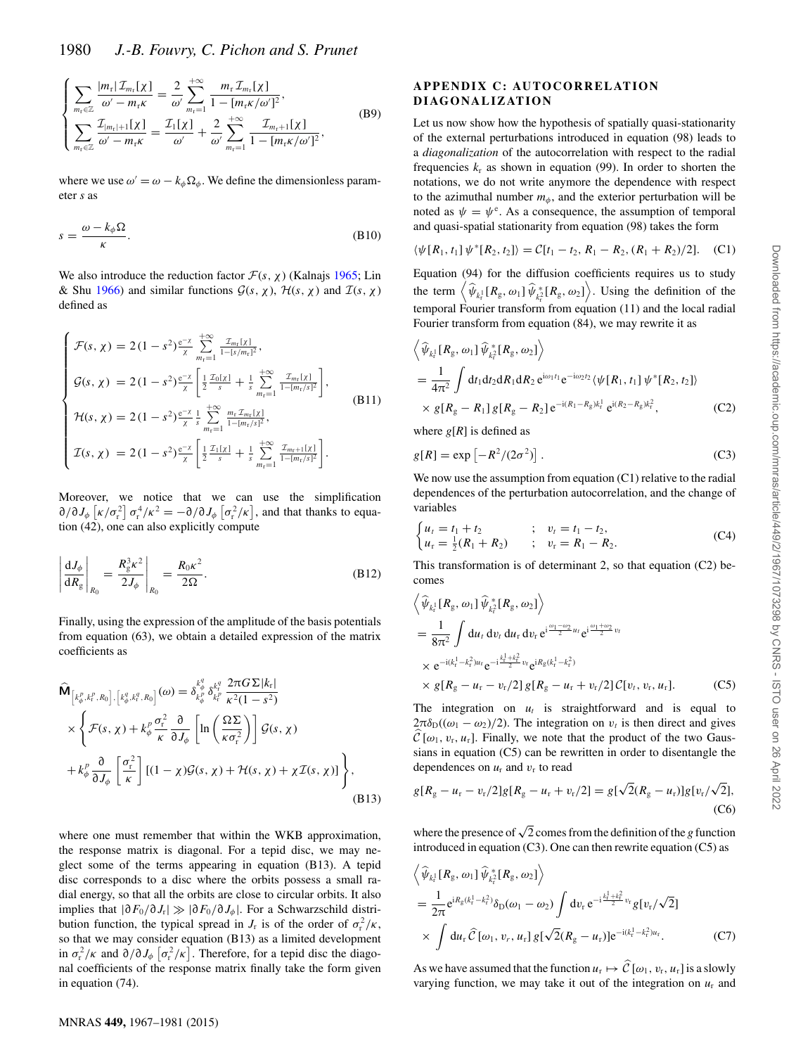$$
\begin{cases} \displaystyle\sum_{m_r\in\mathbb{Z}} \frac{|m_r|\,\mathcal{I}_{m_r}[\chi]}{\omega' - m_r\kappa} = \frac{2}{\omega'} \sum_{m_r=1}^{+\infty} \frac{m_r\,\mathcal{I}_{m_r}[\chi]}{1-[m_r\kappa/\omega']^2}, \\ \displaystyle\sum_{m_r\in\mathbb{Z}} \frac{\mathcal{I}_{|m_r|+1}[\chi]}{\omega' - m_r\kappa} = \frac{\mathcal{I}_1[\chi]}{\omega'} + \frac{2}{\omega'} \sum_{m_r=1}^{+\infty} \frac{\mathcal{I}_{m_r+1}[\chi]}{1-[m_r\kappa/\omega']^2}, \end{cases} \tag{B9}
$$

where we use $\omega' = \omega - k_\phi \Omega_\phi$. We define the dimensionless parameter $s$ as

$$
s = \frac{\omega - k_\phi \Omega}{\kappa}. \tag{B10}
$$

We also introduce the reduction factor $\mathcal{F}(s, \chi)$ (Kalnajs 1965; Lin & Shu 1966) and similar functions $\mathcal{G}(s, \chi)$, $\mathcal{H}(s, \chi)$ and $\mathcal{I}(s, \chi)$ defined as

$$
\begin{cases} \mathcal{F}(s,\chi) = 2\,(1-s^2)\frac{\mathrm{e}^{-\chi}}{\chi} \sum\limits_{m_r=1}^{+\infty} \frac{\mathcal{I}_{m_r}[\chi]}{1-[s/m_r]^2}, \\ \mathcal{G}(s,\chi) = 2\,(1-s^2)\frac{\mathrm{e}^{-\chi}}{\chi} \left[ \frac{1}{2}\frac{\mathcal{I}_0[\chi]}{s} + \frac{1}{s} \sum\limits_{m_r=1}^{+\infty} \frac{\mathcal{I}_{m_r}[\chi]}{1-[m_r/s]^2} \right], \\ \mathcal{H}(s,\chi) = 2\,(1-s^2)\frac{\mathrm{e}^{-\chi}}{\chi} \frac{1}{s} \sum\limits_{m_r=1}^{+\infty} \frac{m_r\,\mathcal{I}_{m_r}[\chi]}{1-[m_r/s]^2}, \\ \mathcal{I}(s,\chi) = 2\,(1-s^2)\frac{\mathrm{e}^{-\chi}}{\chi} \left[ \frac{1}{2}\frac{\mathcal{I}_1[\chi]}{s} + \frac{1}{s} \sum\limits_{m_r=1}^{+\infty} \frac{\mathcal{I}_{m_r+1}[\chi]}{1-[m_r/s]^2} \right]. \end{cases} \tag{B11}
$$

Moreover, we notice that we can use the simplification $\partial/\partial J_\phi \left[\kappa/\sigma_r^2\right] \sigma_r^4/\kappa^2 = -\partial/\partial J_\phi \left[\sigma_r^2/\kappa\right]$, and that thanks to equation (42), one can also explicitly compute

$$
\left| \frac{\mathrm{d}J_\phi}{\mathrm{d}R_g} \right|_{R_0} = \frac{R_g^3 \kappa^2}{2J_\phi} \bigg|_{R_0} = \frac{R_0 \kappa^2}{2\Omega}. \tag{B12}
$$

Finally, using the expression of the amplitude of the basis potentials from equation (63), we obtain a detailed expression of the matrix coefficients as

$$
\begin{aligned} \widehat{\mathbf{M}}_{\left[k_\phi^p, k_r^p, R_0\right], \left[k_\phi^q, k_r^q, R_0\right]}(\omega) = {} & \delta_{k_\phi^p}^{k_\phi^q} \delta_{k_r^p}^{k_r^q} \frac{2\pi G \Sigma |k_r|}{\kappa^2 (1-s^2)} \\ & \times \Bigg\{ \mathcal{F}(s,\chi) + k_\phi^p \frac{\sigma_r^2}{\kappa} \frac{\partial}{\partial J_\phi} \left[ \ln\left( \frac{\Omega \Sigma}{\kappa \sigma_r^2} \right) \right] \mathcal{G}(s,\chi) \\ & + k_\phi^p \frac{\partial}{\partial J_\phi} \left[ \frac{\sigma_r^2}{\kappa} \right] \left[ (1-\chi)\mathcal{G}(s,\chi) + \mathcal{H}(s,\chi) + \chi \mathcal{I}(s,\chi) \right] \Bigg\}, \end{aligned} \tag{B13}
$$

where one must remember that within the WKB approximation, the response matrix is diagonal. For a tepid disc, we may neglect some of the terms appearing in equation (B13). A tepid disc corresponds to a disc where the orbits possess a small radial energy, so that all the orbits are close to circular orbits. It also implies that $|\partial F_0/\partial J_r| \gg |\partial F_0/\partial J_\phi|$. For a Schwarzschild distribution function, the typical spread in $J_r$ is of the order of $\sigma_r^2/\kappa$, so that we may consider equation (B13) as a limited development in $\sigma_r^2/\kappa$ and $\partial/\partial J_\phi \left[\sigma_r^2/\kappa\right]$. Therefore, for a tepid disc the diagonal coefficients of the response matrix finally take the form given in equation (74).

## APPENDIX C: AUTOCORRELATION DIAGONALIZATION

Let us now show how the hypothesis of spatially quasi-stationarity of the external perturbations introduced in equation (98) leads to a *diagonalization* of the autocorrelation with respect to the radial frequencies $k_r$ as shown in equation (99). In order to shorten the notations, we do not write anymore the dependence with respect to the azimuthal number $m_\phi$, and the exterior perturbation will be noted as $\psi = \psi^{\mathrm{e}}$. As a consequence, the assumption of temporal and quasi-spatial stationarity from equation (98) takes the form

$$
\langle \psi[R_1, t_1]\, \psi^*[R_2, t_2] \rangle = \mathcal{C}[t_1 - t_2,\, R_1 - R_2,\, (R_1 + R_2)/2]. \tag{C1}
$$

Equation (94) for the diffusion coefficients requires us to study the term $\left\langle \widehat{\psi}_{k_r}[R_g, \omega_1]\, \widehat{\psi}^*_{k_r}[R_g, \omega_2] \right\rangle$. Using the definition of the temporal Fourier transform from equation (11) and the local radial Fourier transform from equation (84), we may rewrite it as

$$
\begin{aligned} & \left\langle \widehat{\psi}_{k_r^1}[R_g, \omega_1]\, \widehat{\psi}^*_{k_r^2}[R_g, \omega_2] \right\rangle \\ & = \frac{1}{4\pi^2} \int \mathrm{d}t_1 \mathrm{d}t_2 \mathrm{d}R_1 \mathrm{d}R_2\, \mathrm{e}^{\mathrm{i}\omega_1 t_1} \mathrm{e}^{-\mathrm{i}\omega_2 t_2} \langle \psi[R_1, t_1]\, \psi^*[R_2, t_2] \rangle \\ & \times g[R_g - R_1]\, g[R_g - R_2]\, \mathrm{e}^{-\mathrm{i}(R_1 - R_g)k_r^1} \mathrm{e}^{\mathrm{i}(R_2 - R_g)k_r^2}, \end{aligned} \tag{C2}
$$

where $g[R]$ is defined as

$$
g[R] = \exp\left[-R^2/(2\sigma^2)\right]. \tag{C3}
$$

We now use the assumption from equation (C1) relative to the radial dependences of the perturbation autocorrelation, and the change of variables

$$
\begin{cases} u_t = t_1 + t_2 & ; \quad v_t = t_1 - t_2, \\ u_r = \frac{1}{2}(R_1 + R_2) & ; \quad v_r = R_1 - R_2. \end{cases} \tag{C4}
$$

This transformation is of determinant 2, so that equation (C2) becomes

$$
\begin{aligned} & \left\langle \widehat{\psi}_{k_r^1}[R_g, \omega_1]\, \widehat{\psi}^*_{k_r^2}[R_g, \omega_2] \right\rangle \\ & = \frac{1}{8\pi^2} \int \mathrm{d}u_t\, \mathrm{d}v_t\, \mathrm{d}u_r\, \mathrm{d}v_r\, \mathrm{e}^{\mathrm{i}\frac{\omega_1 - \omega_2}{2} u_t} \mathrm{e}^{\mathrm{i}\frac{\omega_1 + \omega_2}{2} v_t} \\ & \times \mathrm{e}^{-\mathrm{i}(k_r^1 - k_r^2)u_r} \mathrm{e}^{-\mathrm{i}\frac{k_r^1 + k_r^2}{2} v_r} \mathrm{e}^{\mathrm{i}R_g(k_r^1 - k_r^2)} \\ & \times g[R_g - u_r - v_r/2]\, g[R_g - u_r + v_r/2]\, \mathcal{C}[v_t, v_r, u_r]. \end{aligned} \tag{C5}
$$

The integration on $u_t$ is straightforward and is equal to $2\pi\delta_{\mathrm{D}}((\omega_1 - \omega_2)/2)$. The integration on $v_t$ is then direct and gives $\widehat{\mathcal{C}}[\omega_1, v_r, u_r]$. Finally, we note that the product of the two Gaussians in equation (C5) can be rewritten in order to disentangle the dependences on $u_r$ and $v_r$ to read

$$
g[R_g - u_r - v_r/2]\, g[R_g - u_r + v_r/2] = g[\sqrt{2}(R_g - u_r)]\, g[v_r/\sqrt{2}], \tag{C6}
$$

where the presence of $\sqrt{2}$ comes from the definition of the $g$ function introduced in equation (C3). One can then rewrite equation (C5) as

$$
\begin{aligned} & \left\langle \widehat{\psi}_{k_r^1}[R_g, \omega_1]\, \widehat{\psi}^*_{k_r^2}[R_g, \omega_2] \right\rangle \\ & = \frac{1}{2\pi} \mathrm{e}^{\mathrm{i}R_g(k_r^1 - k_r^2)} \delta_{\mathrm{D}}(\omega_1 - \omega_2) \int \mathrm{d}v_r\, \mathrm{e}^{-\mathrm{i}\frac{k_r^1 + k_r^2}{2} v_r} g[v_r/\sqrt{2}] \\ & \times \int \mathrm{d}u_r\, \widehat{\mathcal{C}}[\omega_1, v_r, u_r]\, g[\sqrt{2}(R_g - u_r)] \mathrm{e}^{-\mathrm{i}(k_r^1 - k_r^2)u_r}. \end{aligned} \tag{C7}
$$

As we have assumed that the function $u_r \mapsto \widehat{\mathcal{C}}[\omega_1, v_r, u_r]$ is a slowly varying function, we may take it out of the integration on $u_r$ and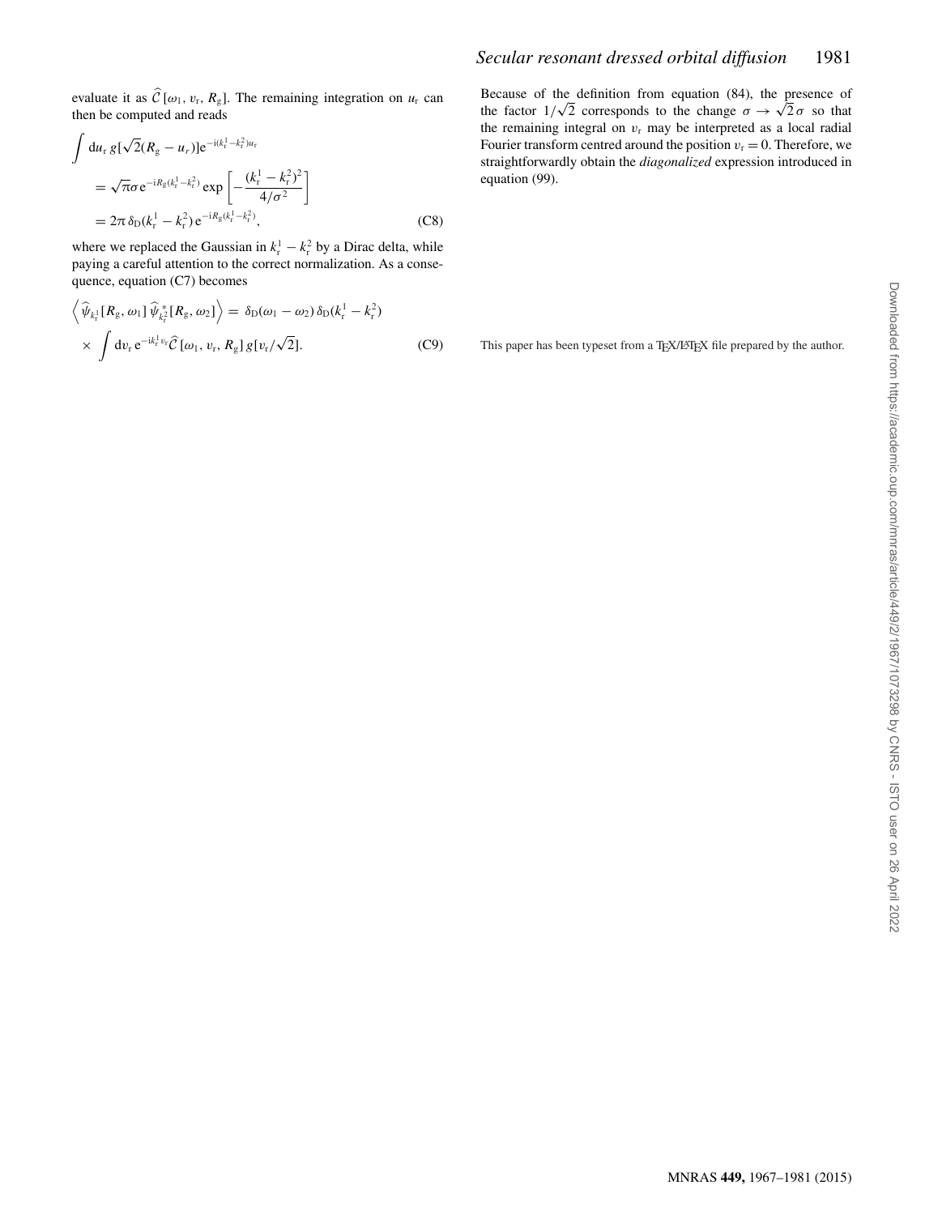evaluate it as $\widehat{\mathcal{C}}[\omega_1, v_{\mathrm{r}}, R_{\mathrm{g}}]$. The remaining integration on $u_{\mathrm{r}}$ can then be computed and reads

$$
\begin{aligned}
\int & \mathrm{d}u_{\mathrm{r}}\, g[\sqrt{2}(R_{\mathrm{g}} - u_r)]\mathrm{e}^{-\mathrm{i}(k_{\mathrm{r}}^1 - k_{\mathrm{r}}^2)u_{\mathrm{r}}} \\
&= \sqrt{\pi}\sigma\, \mathrm{e}^{-\mathrm{i}R_{\mathrm{g}}(k_{\mathrm{r}}^1 - k_{\mathrm{r}}^2)} \exp\left[-\frac{(k_{\mathrm{r}}^1 - k_{\mathrm{r}}^2)^2}{4/\sigma^2}\right] \\
&= 2\pi\, \delta_{\mathrm{D}}(k_{\mathrm{r}}^1 - k_{\mathrm{r}}^2)\, \mathrm{e}^{-\mathrm{i}R_{\mathrm{g}}(k_{\mathrm{r}}^1 - k_{\mathrm{r}}^2)},
\end{aligned}
\tag{C8}
$$

where we replaced the Gaussian in $k_{\mathrm{r}}^1 - k_{\mathrm{r}}^2$ by a Dirac delta, while paying a careful attention to the correct normalization. As a consequence, equation (C7) becomes

$$
\begin{aligned}
\Big\langle \widehat{\psi}_{k_{\mathrm{r}}^1}[R_{\mathrm{g}}, \omega_1]\, \widehat{\psi}^*_{k_{\mathrm{r}}^2}[R_{\mathrm{g}}, \omega_2] \Big\rangle &= \delta_{\mathrm{D}}(\omega_1 - \omega_2)\, \delta_{\mathrm{D}}(k_{\mathrm{r}}^1 - k_{\mathrm{r}}^2) \\
&\times \int \mathrm{d}v_{\mathrm{r}}\, \mathrm{e}^{-\mathrm{i}k_{\mathrm{r}}^1 v_{\mathrm{r}}} \widehat{\mathcal{C}}[\omega_1, v_{\mathrm{r}}, R_{\mathrm{g}}]\, g[v_{\mathrm{r}}/\sqrt{2}].
\end{aligned}
\tag{C9}
$$

Because of the definition from equation (84), the presence of the factor $1/\sqrt{2}$ corresponds to the change $\sigma \rightarrow \sqrt{2}\,\sigma$ so that the remaining integral on $v_{\mathrm{r}}$ may be interpreted as a local radial Fourier transform centred around the position $v_{\mathrm{r}} = 0$. Therefore, we straightforwardly obtain the *diagonalized* expression introduced in equation (99).

This paper has been typeset from a TEX/LATEX file prepared by the author.